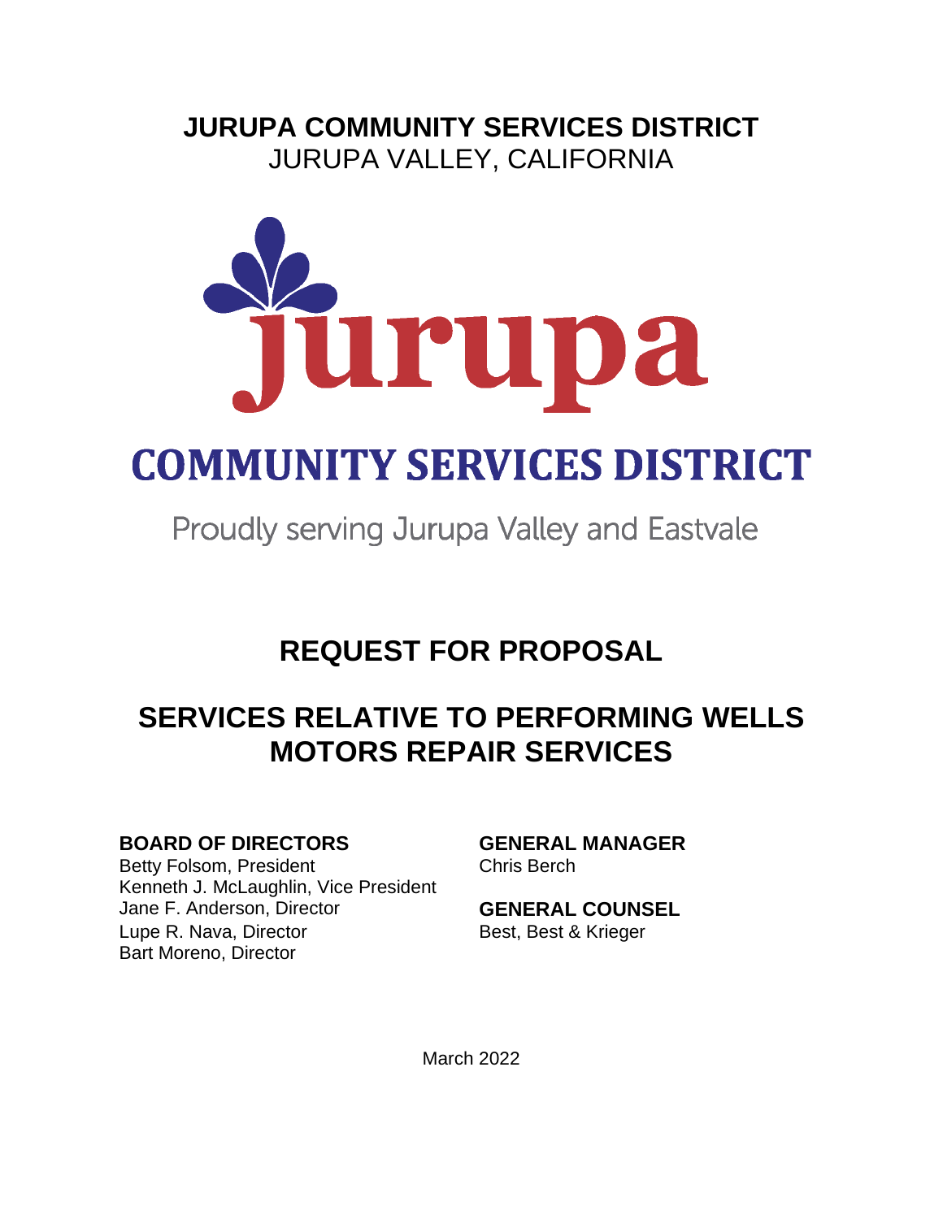# JURUPA COMMUNITY SERVICES DISTRICT

JURUPA VALLEY, CALIFORNIA

jurupa

COMMUNITY SERVICES DISTRICT

Proudly serving Jurupa Valley and Eastvale

# REQUEST FOR PROPOSAL

# SERVICES RELATIVE TO PERFORMING WELLS MOTORS REPAIR SERVICES

**BOARD OF DIRECTORS**
Betty Folsom, President
Kenneth J. McLaughlin, Vice President
Jane F. Anderson, Director
Lupe R. Nava, Director
Bart Moreno, Director

**GENERAL MANAGER**
Chris Berch

**GENERAL COUNSEL**
Best, Best & Krieger

March 2022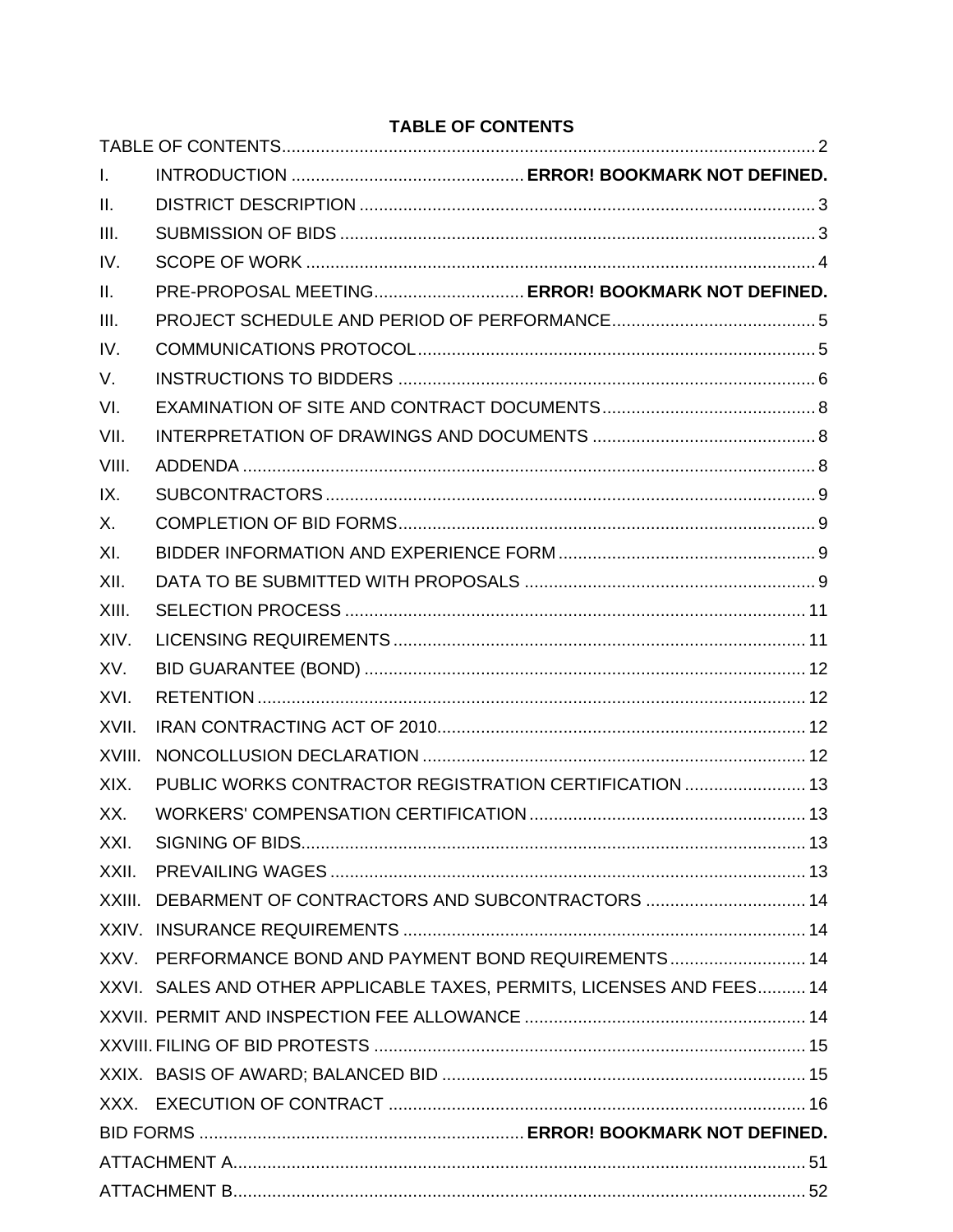**TABLE OF CONTENTS**

TABLE OF CONTENTS .......... 2

I. INTRODUCTION .......... **ERROR! BOOKMARK NOT DEFINED.**

II. DISTRICT DESCRIPTION .......... 3

III. SUBMISSION OF BIDS .......... 3

IV. SCOPE OF WORK .......... 4

II. PRE-PROPOSAL MEETING .......... **ERROR! BOOKMARK NOT DEFINED.**

III. PROJECT SCHEDULE AND PERIOD OF PERFORMANCE .......... 5

IV. COMMUNICATIONS PROTOCOL .......... 5

V. INSTRUCTIONS TO BIDDERS .......... 6

VI. EXAMINATION OF SITE AND CONTRACT DOCUMENTS .......... 8

VII. INTERPRETATION OF DRAWINGS AND DOCUMENTS .......... 8

VIII. ADDENDA .......... 8

IX. SUBCONTRACTORS .......... 9

X. COMPLETION OF BID FORMS .......... 9

XI. BIDDER INFORMATION AND EXPERIENCE FORM .......... 9

XII. DATA TO BE SUBMITTED WITH PROPOSALS .......... 9

XIII. SELECTION PROCESS .......... 11

XIV. LICENSING REQUIREMENTS .......... 11

XV. BID GUARANTEE (BOND) .......... 12

XVI. RETENTION .......... 12

XVII. IRAN CONTRACTING ACT OF 2010 .......... 12

XVIII. NONCOLLUSION DECLARATION .......... 12

XIX. PUBLIC WORKS CONTRACTOR REGISTRATION CERTIFICATION .......... 13

XX. WORKERS' COMPENSATION CERTIFICATION .......... 13

XXI. SIGNING OF BIDS .......... 13

XXII. PREVAILING WAGES .......... 13

XXIII. DEBARMENT OF CONTRACTORS AND SUBCONTRACTORS .......... 14

XXIV. INSURANCE REQUIREMENTS .......... 14

XXV. PERFORMANCE BOND AND PAYMENT BOND REQUIREMENTS .......... 14

XXVI. SALES AND OTHER APPLICABLE TAXES, PERMITS, LICENSES AND FEES .......... 14

XXVII. PERMIT AND INSPECTION FEE ALLOWANCE .......... 14

XXVIII. FILING OF BID PROTESTS .......... 15

XXIX. BASIS OF AWARD; BALANCED BID .......... 15

XXX. EXECUTION OF CONTRACT .......... 16

BID FORMS .......... **ERROR! BOOKMARK NOT DEFINED.**

ATTACHMENT A .......... 51

ATTACHMENT B .......... 52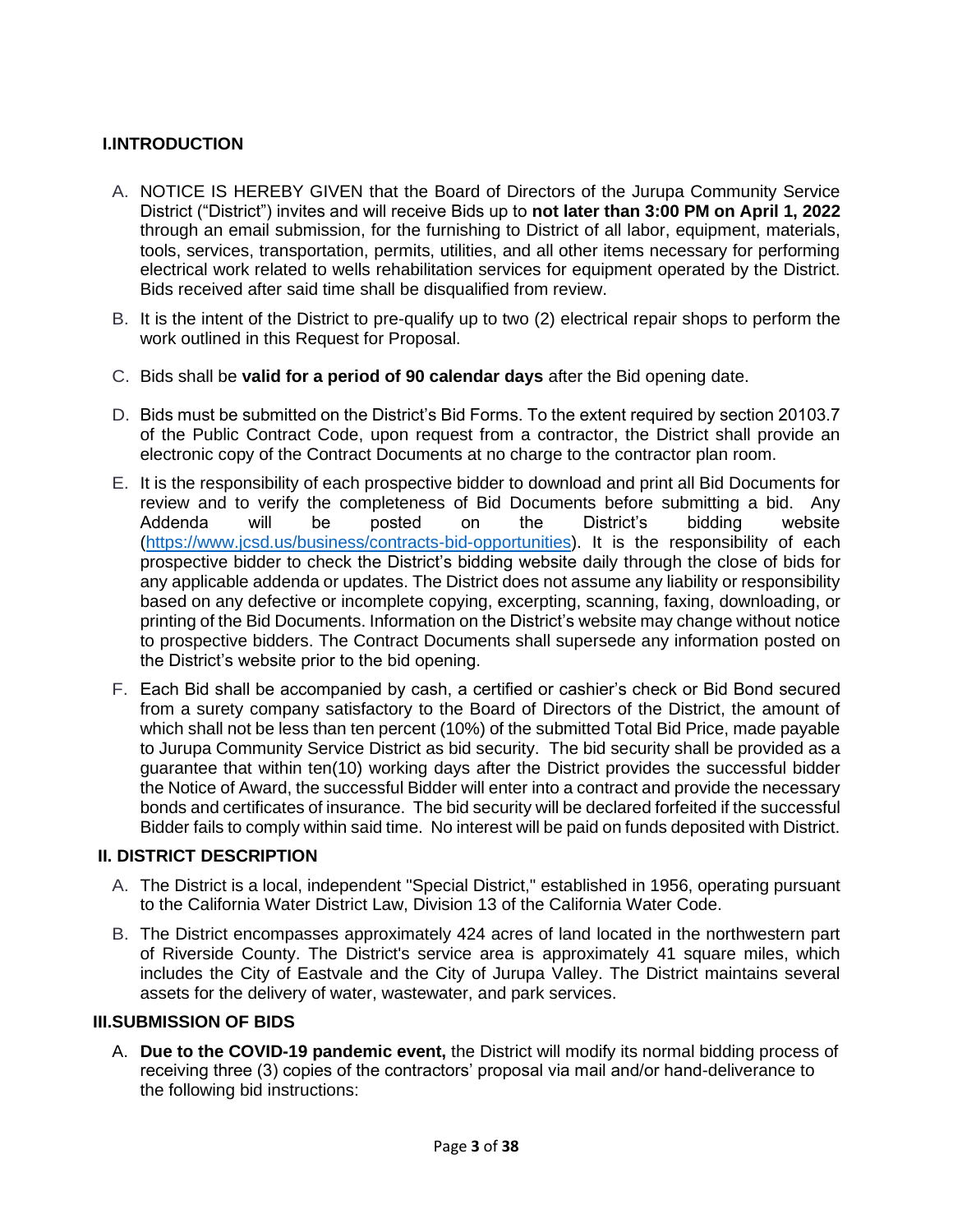## I. INTRODUCTION

A. NOTICE IS HEREBY GIVEN that the Board of Directors of the Jurupa Community Service District ("District") invites and will receive Bids up to **not later than 3:00 PM on April 1, 2022** through an email submission, for the furnishing to District of all labor, equipment, materials, tools, services, transportation, permits, utilities, and all other items necessary for performing electrical work related to wells rehabilitation services for equipment operated by the District. Bids received after said time shall be disqualified from review.

B. It is the intent of the District to pre-qualify up to two (2) electrical repair shops to perform the work outlined in this Request for Proposal.

C. Bids shall be **valid for a period of 90 calendar days** after the Bid opening date.

D. Bids must be submitted on the District's Bid Forms. To the extent required by section 20103.7 of the Public Contract Code, upon request from a contractor, the District shall provide an electronic copy of the Contract Documents at no charge to the contractor plan room.

E. It is the responsibility of each prospective bidder to download and print all Bid Documents for review and to verify the completeness of Bid Documents before submitting a bid. Any Addenda will be posted on the District's bidding website (https://www.jcsd.us/business/contracts-bid-opportunities). It is the responsibility of each prospective bidder to check the District's bidding website daily through the close of bids for any applicable addenda or updates. The District does not assume any liability or responsibility based on any defective or incomplete copying, excerpting, scanning, faxing, downloading, or printing of the Bid Documents. Information on the District's website may change without notice to prospective bidders. The Contract Documents shall supersede any information posted on the District's website prior to the bid opening.

F. Each Bid shall be accompanied by cash, a certified or cashier's check or Bid Bond secured from a surety company satisfactory to the Board of Directors of the District, the amount of which shall not be less than ten percent (10%) of the submitted Total Bid Price, made payable to Jurupa Community Service District as bid security. The bid security shall be provided as a guarantee that within ten(10) working days after the District provides the successful bidder the Notice of Award, the successful Bidder will enter into a contract and provide the necessary bonds and certificates of insurance. The bid security will be declared forfeited if the successful Bidder fails to comply within said time. No interest will be paid on funds deposited with District.

## II. DISTRICT DESCRIPTION

A. The District is a local, independent "Special District," established in 1956, operating pursuant to the California Water District Law, Division 13 of the California Water Code.

B. The District encompasses approximately 424 acres of land located in the northwestern part of Riverside County. The District's service area is approximately 41 square miles, which includes the City of Eastvale and the City of Jurupa Valley. The District maintains several assets for the delivery of water, wastewater, and park services.

## III. SUBMISSION OF BIDS

A. **Due to the COVID-19 pandemic event,** the District will modify its normal bidding process of receiving three (3) copies of the contractors' proposal via mail and/or hand-deliverance to the following bid instructions: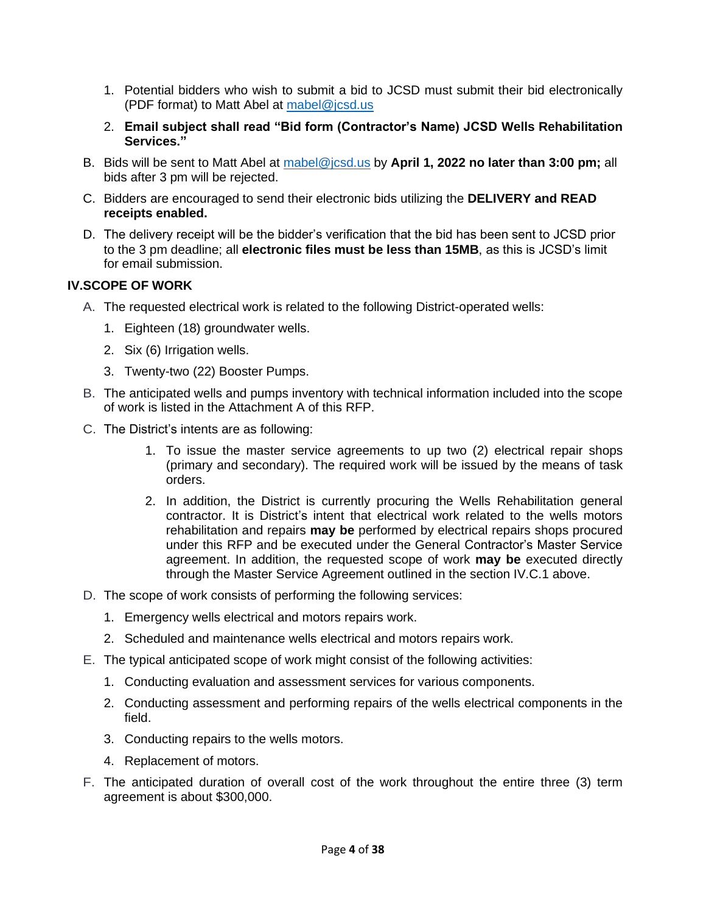1. Potential bidders who wish to submit a bid to JCSD must submit their bid electronically (PDF format) to Matt Abel at mabel@jcsd.us
2. **Email subject shall read "Bid form (Contractor's Name) JCSD Wells Rehabilitation Services."**

B. Bids will be sent to Matt Abel at mabel@jcsd.us by **April 1, 2022 no later than 3:00 pm;** all bids after 3 pm will be rejected.

C. Bidders are encouraged to send their electronic bids utilizing the **DELIVERY and READ receipts enabled.**

D. The delivery receipt will be the bidder's verification that the bid has been sent to JCSD prior to the 3 pm deadline; all **electronic files must be less than 15MB**, as this is JCSD's limit for email submission.

## IV. SCOPE OF WORK

A. The requested electrical work is related to the following District-operated wells:

1. Eighteen (18) groundwater wells.
2. Six (6) Irrigation wells.
3. Twenty-two (22) Booster Pumps.

B. The anticipated wells and pumps inventory with technical information included into the scope of work is listed in the Attachment A of this RFP.

C. The District's intents are as following:

1. To issue the master service agreements to up two (2) electrical repair shops (primary and secondary). The required work will be issued by the means of task orders.
2. In addition, the District is currently procuring the Wells Rehabilitation general contractor. It is District's intent that electrical work related to the wells motors rehabilitation and repairs **may be** performed by electrical repairs shops procured under this RFP and be executed under the General Contractor's Master Service agreement. In addition, the requested scope of work **may be** executed directly through the Master Service Agreement outlined in the section IV.C.1 above.

D. The scope of work consists of performing the following services:

1. Emergency wells electrical and motors repairs work.
2. Scheduled and maintenance wells electrical and motors repairs work.

E. The typical anticipated scope of work might consist of the following activities:

1. Conducting evaluation and assessment services for various components.
2. Conducting assessment and performing repairs of the wells electrical components in the field.
3. Conducting repairs to the wells motors.
4. Replacement of motors.

F. The anticipated duration of overall cost of the work throughout the entire three (3) term agreement is about $300,000.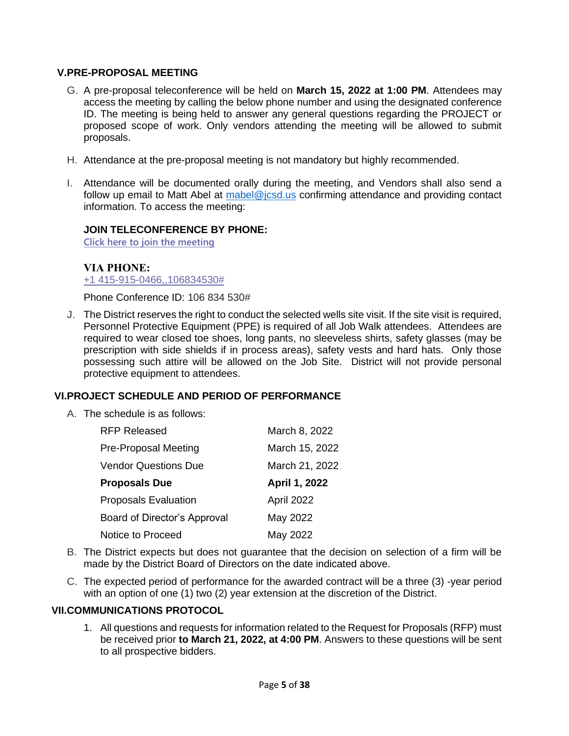## V. PRE-PROPOSAL MEETING

G. A pre-proposal teleconference will be held on **March 15, 2022 at 1:00 PM**. Attendees may access the meeting by calling the below phone number and using the designated conference ID. The meeting is being held to answer any general questions regarding the PROJECT or proposed scope of work. Only vendors attending the meeting will be allowed to submit proposals.

H. Attendance at the pre-proposal meeting is not mandatory but highly recommended.

I. Attendance will be documented orally during the meeting, and Vendors shall also send a follow up email to Matt Abel at mabel@jcsd.us confirming attendance and providing contact information. To access the meeting:

**JOIN TELECONFERENCE BY PHONE:**
Click here to join the meeting

**VIA PHONE:**
+1 415-915-0466,,106834530#

Phone Conference ID: 106 834 530#

J. The District reserves the right to conduct the selected wells site visit. If the site visit is required, Personnel Protective Equipment (PPE) is required of all Job Walk attendees. Attendees are required to wear closed toe shoes, long pants, no sleeveless shirts, safety glasses (may be prescription with side shields if in process areas), safety vests and hard hats. Only those possessing such attire will be allowed on the Job Site. District will not provide personal protective equipment to attendees.

## VI. PROJECT SCHEDULE AND PERIOD OF PERFORMANCE

A. The schedule is as follows:

| | |
|---|---|
| RFP Released | March 8, 2022 |
| Pre-Proposal Meeting | March 15, 2022 |
| Vendor Questions Due | March 21, 2022 |
| **Proposals Due** | **April 1, 2022** |
| Proposals Evaluation | April 2022 |
| Board of Director's Approval | May 2022 |
| Notice to Proceed | May 2022 |

B. The District expects but does not guarantee that the decision on selection of a firm will be made by the District Board of Directors on the date indicated above.

C. The expected period of performance for the awarded contract will be a three (3) -year period with an option of one (1) two (2) year extension at the discretion of the District.

## VII. COMMUNICATIONS PROTOCOL

1. All questions and requests for information related to the Request for Proposals (RFP) must be received prior **to March 21, 2022, at 4:00 PM**. Answers to these questions will be sent to all prospective bidders.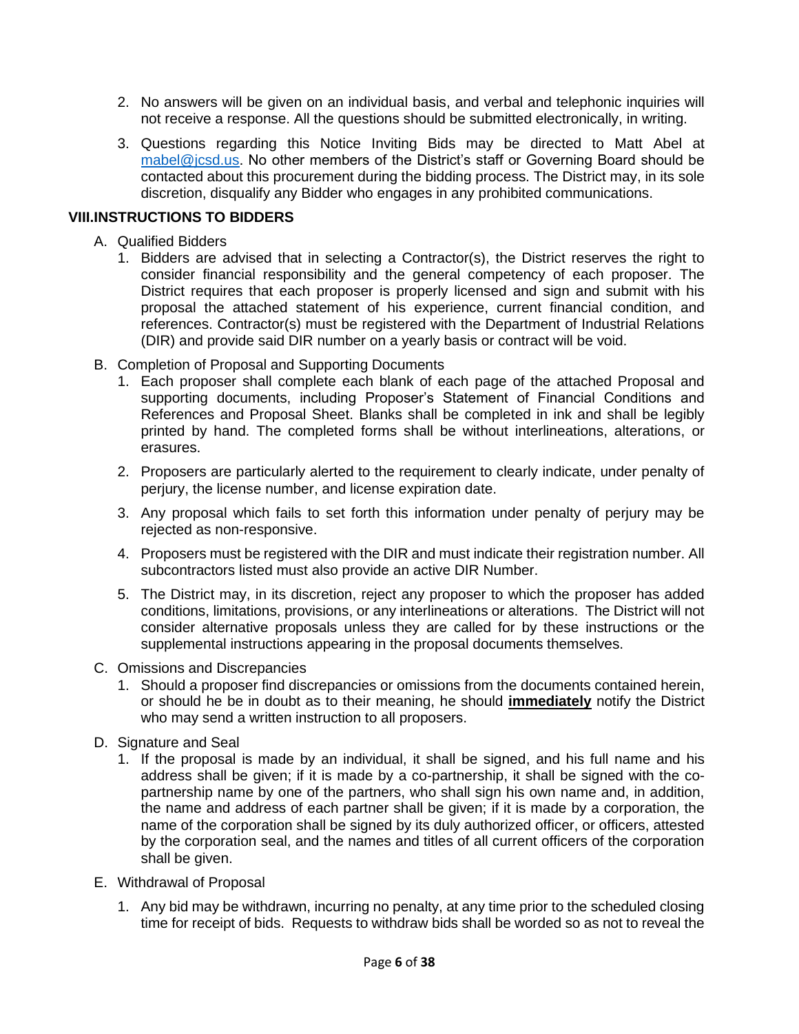2. No answers will be given on an individual basis, and verbal and telephonic inquiries will not receive a response. All the questions should be submitted electronically, in writing.

3. Questions regarding this Notice Inviting Bids may be directed to Matt Abel at mabel@jcsd.us. No other members of the District's staff or Governing Board should be contacted about this procurement during the bidding process. The District may, in its sole discretion, disqualify any Bidder who engages in any prohibited communications.

## VIII. INSTRUCTIONS TO BIDDERS

A. Qualified Bidders

1. Bidders are advised that in selecting a Contractor(s), the District reserves the right to consider financial responsibility and the general competency of each proposer. The District requires that each proposer is properly licensed and sign and submit with his proposal the attached statement of his experience, current financial condition, and references. Contractor(s) must be registered with the Department of Industrial Relations (DIR) and provide said DIR number on a yearly basis or contract will be void.

B. Completion of Proposal and Supporting Documents

1. Each proposer shall complete each blank of each page of the attached Proposal and supporting documents, including Proposer's Statement of Financial Conditions and References and Proposal Sheet. Blanks shall be completed in ink and shall be legibly printed by hand. The completed forms shall be without interlineations, alterations, or erasures.

2. Proposers are particularly alerted to the requirement to clearly indicate, under penalty of perjury, the license number, and license expiration date.

3. Any proposal which fails to set forth this information under penalty of perjury may be rejected as non-responsive.

4. Proposers must be registered with the DIR and must indicate their registration number. All subcontractors listed must also provide an active DIR Number.

5. The District may, in its discretion, reject any proposer to which the proposer has added conditions, limitations, provisions, or any interlineations or alterations. The District will not consider alternative proposals unless they are called for by these instructions or the supplemental instructions appearing in the proposal documents themselves.

C. Omissions and Discrepancies

1. Should a proposer find discrepancies or omissions from the documents contained herein, or should he be in doubt as to their meaning, he should **immediately** notify the District who may send a written instruction to all proposers.

D. Signature and Seal

1. If the proposal is made by an individual, it shall be signed, and his full name and his address shall be given; if it is made by a co-partnership, it shall be signed with the co-partnership name by one of the partners, who shall sign his own name and, in addition, the name and address of each partner shall be given; if it is made by a corporation, the name of the corporation shall be signed by its duly authorized officer, or officers, attested by the corporation seal, and the names and titles of all current officers of the corporation shall be given.

E. Withdrawal of Proposal

1. Any bid may be withdrawn, incurring no penalty, at any time prior to the scheduled closing time for receipt of bids. Requests to withdraw bids shall be worded so as not to reveal the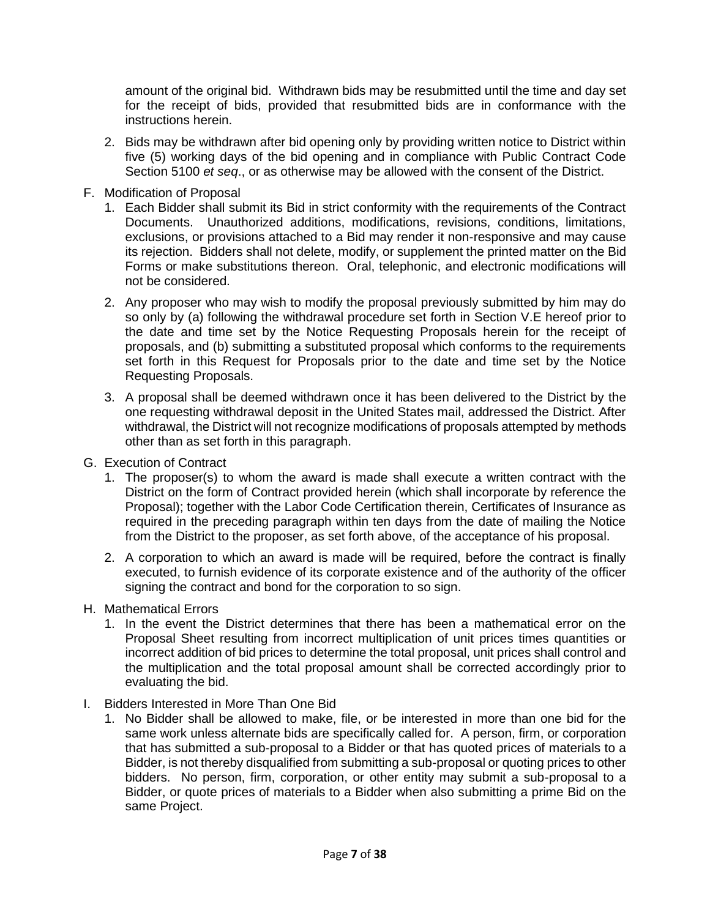amount of the original bid. Withdrawn bids may be resubmitted until the time and day set for the receipt of bids, provided that resubmitted bids are in conformance with the instructions herein.

2. Bids may be withdrawn after bid opening only by providing written notice to District within five (5) working days of the bid opening and in compliance with Public Contract Code Section 5100 *et seq*., or as otherwise may be allowed with the consent of the District.

F. Modification of Proposal

1. Each Bidder shall submit its Bid in strict conformity with the requirements of the Contract Documents. Unauthorized additions, modifications, revisions, conditions, limitations, exclusions, or provisions attached to a Bid may render it non-responsive and may cause its rejection. Bidders shall not delete, modify, or supplement the printed matter on the Bid Forms or make substitutions thereon. Oral, telephonic, and electronic modifications will not be considered.

2. Any proposer who may wish to modify the proposal previously submitted by him may do so only by (a) following the withdrawal procedure set forth in Section V.E hereof prior to the date and time set by the Notice Requesting Proposals herein for the receipt of proposals, and (b) submitting a substituted proposal which conforms to the requirements set forth in this Request for Proposals prior to the date and time set by the Notice Requesting Proposals.

3. A proposal shall be deemed withdrawn once it has been delivered to the District by the one requesting withdrawal deposit in the United States mail, addressed the District. After withdrawal, the District will not recognize modifications of proposals attempted by methods other than as set forth in this paragraph.

G. Execution of Contract

1. The proposer(s) to whom the award is made shall execute a written contract with the District on the form of Contract provided herein (which shall incorporate by reference the Proposal); together with the Labor Code Certification therein, Certificates of Insurance as required in the preceding paragraph within ten days from the date of mailing the Notice from the District to the proposer, as set forth above, of the acceptance of his proposal.

2. A corporation to which an award is made will be required, before the contract is finally executed, to furnish evidence of its corporate existence and of the authority of the officer signing the contract and bond for the corporation to so sign.

H. Mathematical Errors

1. In the event the District determines that there has been a mathematical error on the Proposal Sheet resulting from incorrect multiplication of unit prices times quantities or incorrect addition of bid prices to determine the total proposal, unit prices shall control and the multiplication and the total proposal amount shall be corrected accordingly prior to evaluating the bid.

I. Bidders Interested in More Than One Bid

1. No Bidder shall be allowed to make, file, or be interested in more than one bid for the same work unless alternate bids are specifically called for. A person, firm, or corporation that has submitted a sub-proposal to a Bidder or that has quoted prices of materials to a Bidder, is not thereby disqualified from submitting a sub-proposal or quoting prices to other bidders. No person, firm, corporation, or other entity may submit a sub-proposal to a Bidder, or quote prices of materials to a Bidder when also submitting a prime Bid on the same Project.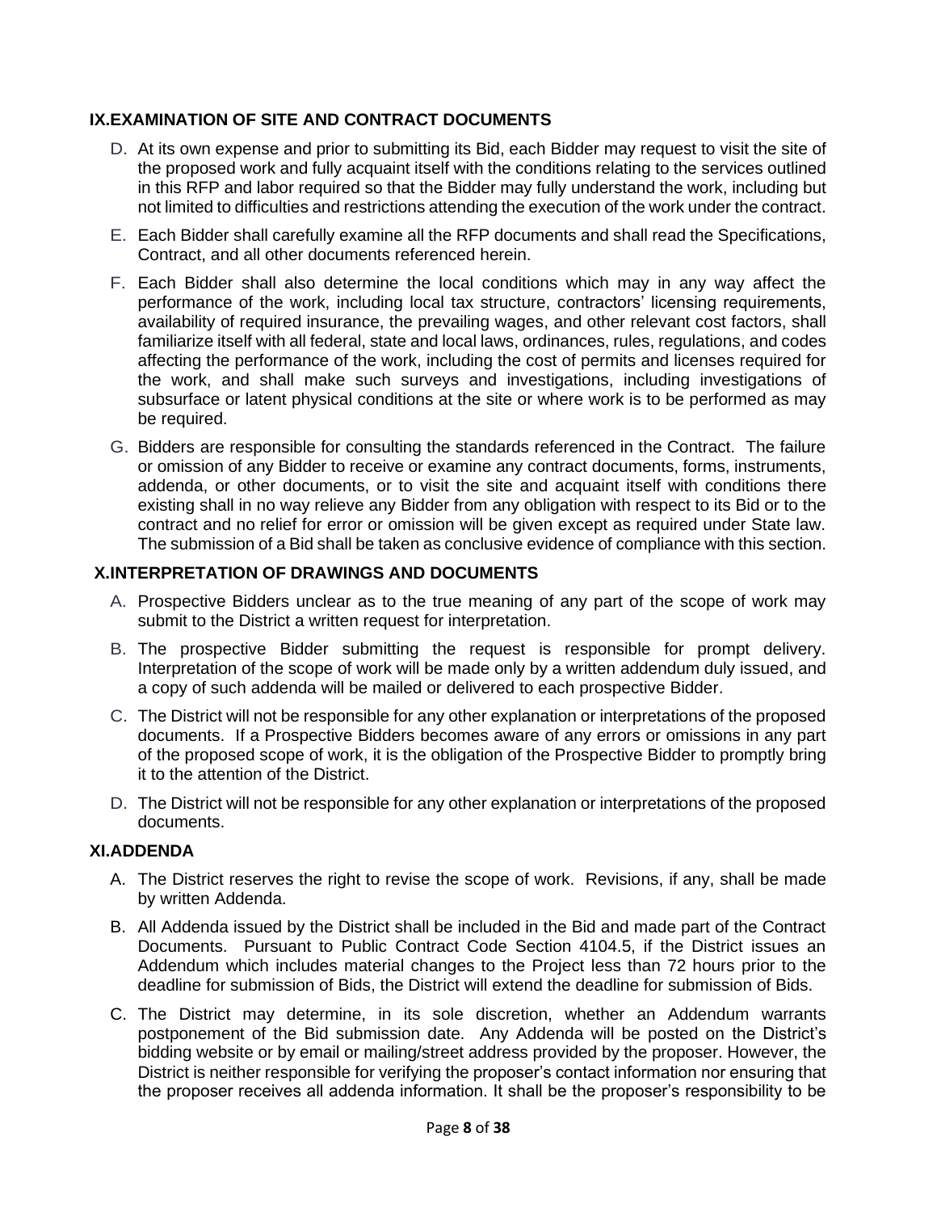## IX.EXAMINATION OF SITE AND CONTRACT DOCUMENTS

D. At its own expense and prior to submitting its Bid, each Bidder may request to visit the site of the proposed work and fully acquaint itself with the conditions relating to the services outlined in this RFP and labor required so that the Bidder may fully understand the work, including but not limited to difficulties and restrictions attending the execution of the work under the contract.

E. Each Bidder shall carefully examine all the RFP documents and shall read the Specifications, Contract, and all other documents referenced herein.

F. Each Bidder shall also determine the local conditions which may in any way affect the performance of the work, including local tax structure, contractors' licensing requirements, availability of required insurance, the prevailing wages, and other relevant cost factors, shall familiarize itself with all federal, state and local laws, ordinances, rules, regulations, and codes affecting the performance of the work, including the cost of permits and licenses required for the work, and shall make such surveys and investigations, including investigations of subsurface or latent physical conditions at the site or where work is to be performed as may be required.

G. Bidders are responsible for consulting the standards referenced in the Contract. The failure or omission of any Bidder to receive or examine any contract documents, forms, instruments, addenda, or other documents, or to visit the site and acquaint itself with conditions there existing shall in no way relieve any Bidder from any obligation with respect to its Bid or to the contract and no relief for error or omission will be given except as required under State law. The submission of a Bid shall be taken as conclusive evidence of compliance with this section.

## X.INTERPRETATION OF DRAWINGS AND DOCUMENTS

A. Prospective Bidders unclear as to the true meaning of any part of the scope of work may submit to the District a written request for interpretation.

B. The prospective Bidder submitting the request is responsible for prompt delivery. Interpretation of the scope of work will be made only by a written addendum duly issued, and a copy of such addenda will be mailed or delivered to each prospective Bidder.

C. The District will not be responsible for any other explanation or interpretations of the proposed documents. If a Prospective Bidders becomes aware of any errors or omissions in any part of the proposed scope of work, it is the obligation of the Prospective Bidder to promptly bring it to the attention of the District.

D. The District will not be responsible for any other explanation or interpretations of the proposed documents.

## XI.ADDENDA

A. The District reserves the right to revise the scope of work. Revisions, if any, shall be made by written Addenda.

B. All Addenda issued by the District shall be included in the Bid and made part of the Contract Documents. Pursuant to Public Contract Code Section 4104.5, if the District issues an Addendum which includes material changes to the Project less than 72 hours prior to the deadline for submission of Bids, the District will extend the deadline for submission of Bids.

C. The District may determine, in its sole discretion, whether an Addendum warrants postponement of the Bid submission date. Any Addenda will be posted on the District's bidding website or by email or mailing/street address provided by the proposer. However, the District is neither responsible for verifying the proposer's contact information nor ensuring that the proposer receives all addenda information. It shall be the proposer's responsibility to be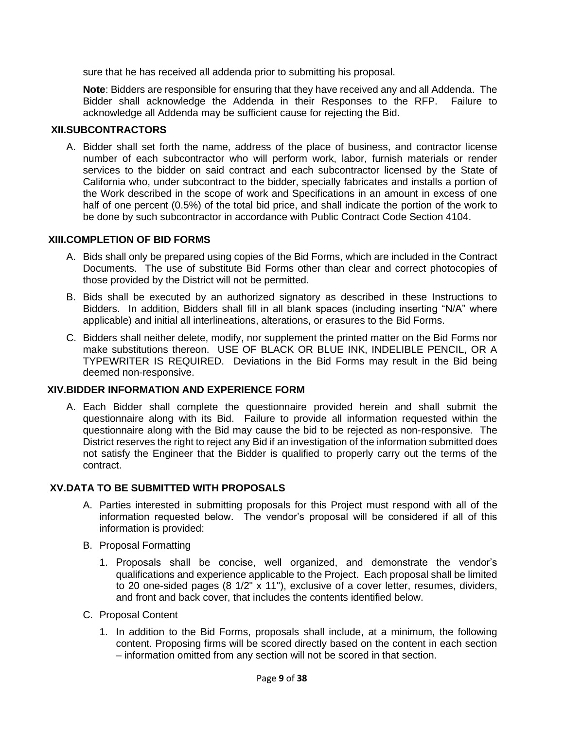sure that he has received all addenda prior to submitting his proposal.

**Note**: Bidders are responsible for ensuring that they have received any and all Addenda. The Bidder shall acknowledge the Addenda in their Responses to the RFP. Failure to acknowledge all Addenda may be sufficient cause for rejecting the Bid.

## XII. SUBCONTRACTORS

A. Bidder shall set forth the name, address of the place of business, and contractor license number of each subcontractor who will perform work, labor, furnish materials or render services to the bidder on said contract and each subcontractor licensed by the State of California who, under subcontract to the bidder, specially fabricates and installs a portion of the Work described in the scope of work and Specifications in an amount in excess of one half of one percent (0.5%) of the total bid price, and shall indicate the portion of the work to be done by such subcontractor in accordance with Public Contract Code Section 4104.

## XIII. COMPLETION OF BID FORMS

A. Bids shall only be prepared using copies of the Bid Forms, which are included in the Contract Documents. The use of substitute Bid Forms other than clear and correct photocopies of those provided by the District will not be permitted.

B. Bids shall be executed by an authorized signatory as described in these Instructions to Bidders. In addition, Bidders shall fill in all blank spaces (including inserting "N/A" where applicable) and initial all interlineations, alterations, or erasures to the Bid Forms.

C. Bidders shall neither delete, modify, nor supplement the printed matter on the Bid Forms nor make substitutions thereon. USE OF BLACK OR BLUE INK, INDELIBLE PENCIL, OR A TYPEWRITER IS REQUIRED. Deviations in the Bid Forms may result in the Bid being deemed non-responsive.

## XIV. BIDDER INFORMATION AND EXPERIENCE FORM

A. Each Bidder shall complete the questionnaire provided herein and shall submit the questionnaire along with its Bid. Failure to provide all information requested within the questionnaire along with the Bid may cause the bid to be rejected as non-responsive. The District reserves the right to reject any Bid if an investigation of the information submitted does not satisfy the Engineer that the Bidder is qualified to properly carry out the terms of the contract.

## XV. DATA TO BE SUBMITTED WITH PROPOSALS

A. Parties interested in submitting proposals for this Project must respond with all of the information requested below. The vendor's proposal will be considered if all of this information is provided:

B. Proposal Formatting

1. Proposals shall be concise, well organized, and demonstrate the vendor's qualifications and experience applicable to the Project. Each proposal shall be limited to 20 one-sided pages (8 1/2" x 11"), exclusive of a cover letter, resumes, dividers, and front and back cover, that includes the contents identified below.

C. Proposal Content

1. In addition to the Bid Forms, proposals shall include, at a minimum, the following content. Proposing firms will be scored directly based on the content in each section – information omitted from any section will not be scored in that section.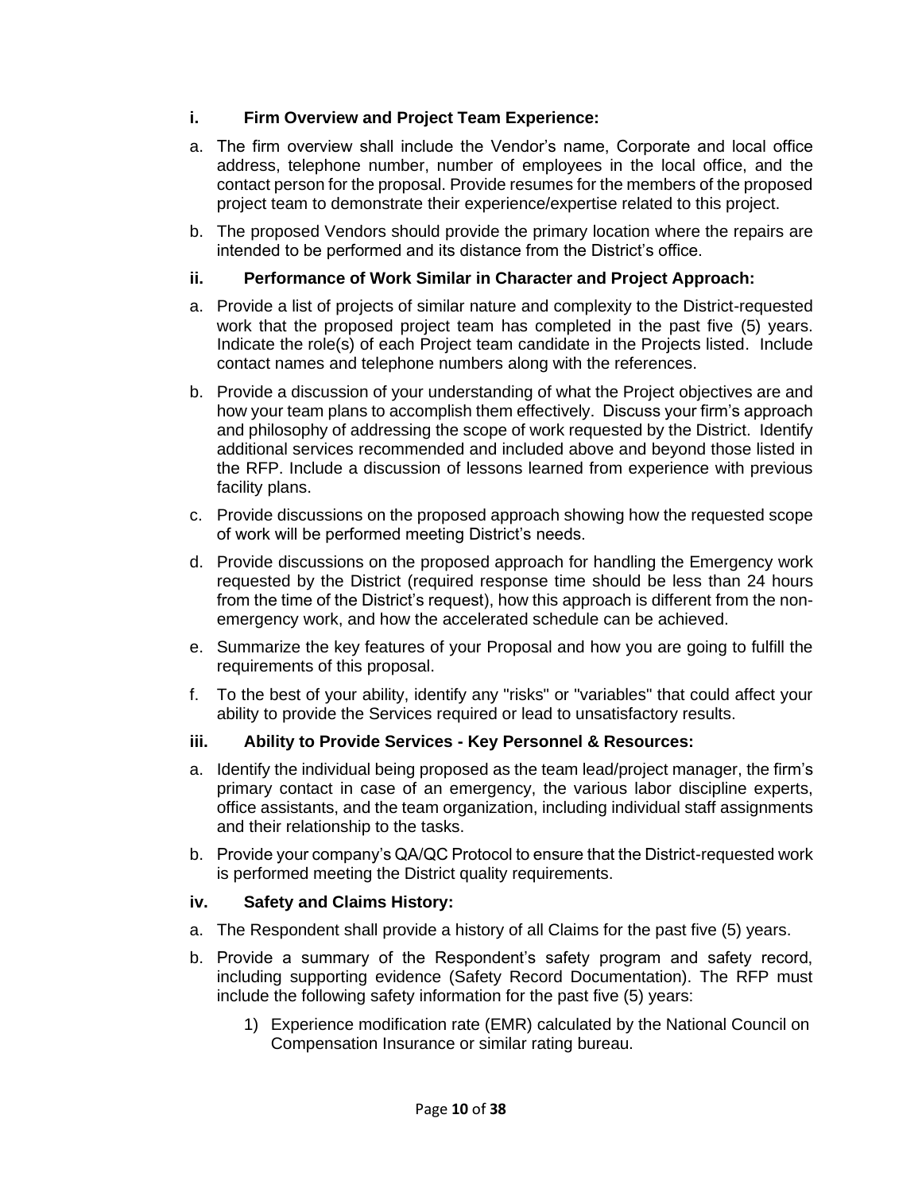### i. Firm Overview and Project Team Experience:

a. The firm overview shall include the Vendor's name, Corporate and local office address, telephone number, number of employees in the local office, and the contact person for the proposal. Provide resumes for the members of the proposed project team to demonstrate their experience/expertise related to this project.

b. The proposed Vendors should provide the primary location where the repairs are intended to be performed and its distance from the District's office.

### ii. Performance of Work Similar in Character and Project Approach:

a. Provide a list of projects of similar nature and complexity to the District-requested work that the proposed project team has completed in the past five (5) years. Indicate the role(s) of each Project team candidate in the Projects listed. Include contact names and telephone numbers along with the references.

b. Provide a discussion of your understanding of what the Project objectives are and how your team plans to accomplish them effectively. Discuss your firm's approach and philosophy of addressing the scope of work requested by the District. Identify additional services recommended and included above and beyond those listed in the RFP. Include a discussion of lessons learned from experience with previous facility plans.

c. Provide discussions on the proposed approach showing how the requested scope of work will be performed meeting District's needs.

d. Provide discussions on the proposed approach for handling the Emergency work requested by the District (required response time should be less than 24 hours from the time of the District's request), how this approach is different from the non-emergency work, and how the accelerated schedule can be achieved.

e. Summarize the key features of your Proposal and how you are going to fulfill the requirements of this proposal.

f. To the best of your ability, identify any "risks" or "variables" that could affect your ability to provide the Services required or lead to unsatisfactory results.

### iii. Ability to Provide Services - Key Personnel & Resources:

a. Identify the individual being proposed as the team lead/project manager, the firm's primary contact in case of an emergency, the various labor discipline experts, office assistants, and the team organization, including individual staff assignments and their relationship to the tasks.

b. Provide your company's QA/QC Protocol to ensure that the District-requested work is performed meeting the District quality requirements.

### iv. Safety and Claims History:

a. The Respondent shall provide a history of all Claims for the past five (5) years.

b. Provide a summary of the Respondent's safety program and safety record, including supporting evidence (Safety Record Documentation). The RFP must include the following safety information for the past five (5) years:

   1) Experience modification rate (EMR) calculated by the National Council on Compensation Insurance or similar rating bureau.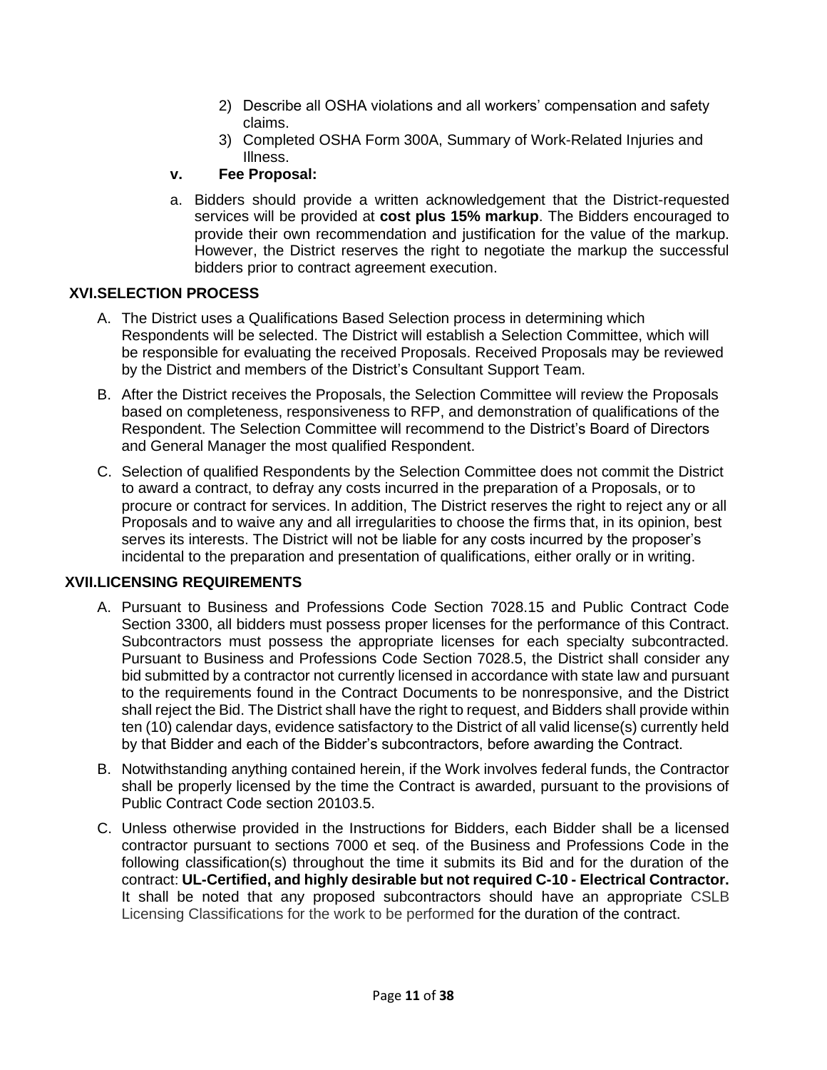2) Describe all OSHA violations and all workers' compensation and safety claims.
3) Completed OSHA Form 300A, Summary of Work-Related Injuries and Illness.

**v. Fee Proposal:**

a. Bidders should provide a written acknowledgement that the District-requested services will be provided at **cost plus 15% markup**. The Bidders encouraged to provide their own recommendation and justification for the value of the markup. However, the District reserves the right to negotiate the markup the successful bidders prior to contract agreement execution.

## XVI.SELECTION PROCESS

A. The District uses a Qualifications Based Selection process in determining which Respondents will be selected. The District will establish a Selection Committee, which will be responsible for evaluating the received Proposals. Received Proposals may be reviewed by the District and members of the District's Consultant Support Team.

B. After the District receives the Proposals, the Selection Committee will review the Proposals based on completeness, responsiveness to RFP, and demonstration of qualifications of the Respondent. The Selection Committee will recommend to the District's Board of Directors and General Manager the most qualified Respondent.

C. Selection of qualified Respondents by the Selection Committee does not commit the District to award a contract, to defray any costs incurred in the preparation of a Proposals, or to procure or contract for services. In addition, The District reserves the right to reject any or all Proposals and to waive any and all irregularities to choose the firms that, in its opinion, best serves its interests. The District will not be liable for any costs incurred by the proposer's incidental to the preparation and presentation of qualifications, either orally or in writing.

## XVII.LICENSING REQUIREMENTS

A. Pursuant to Business and Professions Code Section 7028.15 and Public Contract Code Section 3300, all bidders must possess proper licenses for the performance of this Contract. Subcontractors must possess the appropriate licenses for each specialty subcontracted. Pursuant to Business and Professions Code Section 7028.5, the District shall consider any bid submitted by a contractor not currently licensed in accordance with state law and pursuant to the requirements found in the Contract Documents to be nonresponsive, and the District shall reject the Bid. The District shall have the right to request, and Bidders shall provide within ten (10) calendar days, evidence satisfactory to the District of all valid license(s) currently held by that Bidder and each of the Bidder's subcontractors, before awarding the Contract.

B. Notwithstanding anything contained herein, if the Work involves federal funds, the Contractor shall be properly licensed by the time the Contract is awarded, pursuant to the provisions of Public Contract Code section 20103.5.

C. Unless otherwise provided in the Instructions for Bidders, each Bidder shall be a licensed contractor pursuant to sections 7000 et seq. of the Business and Professions Code in the following classification(s) throughout the time it submits its Bid and for the duration of the contract: **UL-Certified, and highly desirable but not required C-10 - Electrical Contractor.** It shall be noted that any proposed subcontractors should have an appropriate CSLB Licensing Classifications for the work to be performed for the duration of the contract.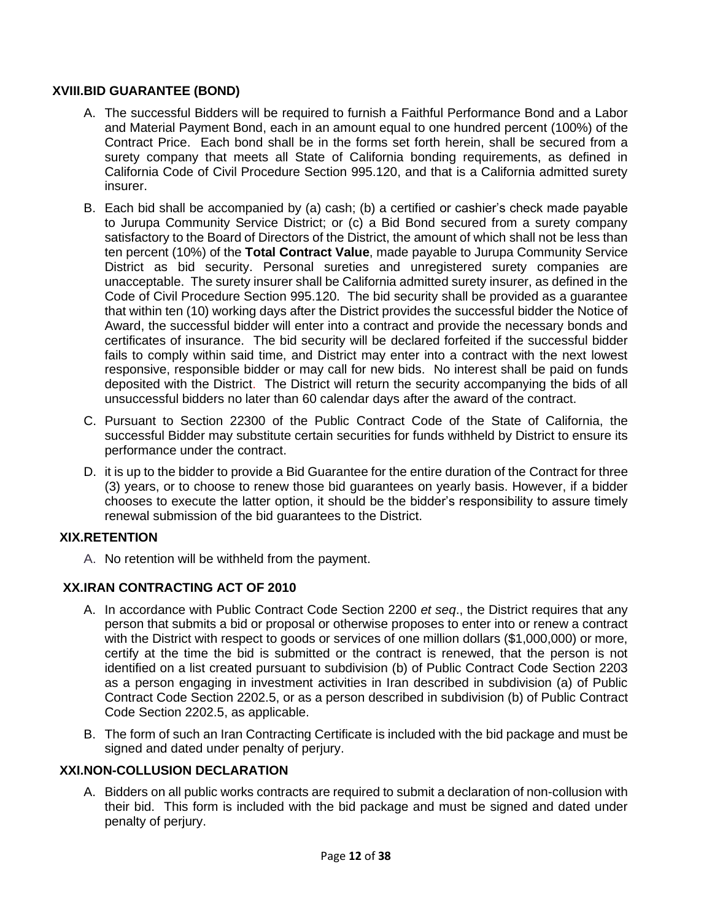### XVIII.BID GUARANTEE (BOND)

A. The successful Bidders will be required to furnish a Faithful Performance Bond and a Labor and Material Payment Bond, each in an amount equal to one hundred percent (100%) of the Contract Price. Each bond shall be in the forms set forth herein, shall be secured from a surety company that meets all State of California bonding requirements, as defined in California Code of Civil Procedure Section 995.120, and that is a California admitted surety insurer.

B. Each bid shall be accompanied by (a) cash; (b) a certified or cashier's check made payable to Jurupa Community Service District; or (c) a Bid Bond secured from a surety company satisfactory to the Board of Directors of the District, the amount of which shall not be less than ten percent (10%) of the **Total Contract Value**, made payable to Jurupa Community Service District as bid security. Personal sureties and unregistered surety companies are unacceptable. The surety insurer shall be California admitted surety insurer, as defined in the Code of Civil Procedure Section 995.120. The bid security shall be provided as a guarantee that within ten (10) working days after the District provides the successful bidder the Notice of Award, the successful bidder will enter into a contract and provide the necessary bonds and certificates of insurance. The bid security will be declared forfeited if the successful bidder fails to comply within said time, and District may enter into a contract with the next lowest responsive, responsible bidder or may call for new bids. No interest shall be paid on funds deposited with the District. The District will return the security accompanying the bids of all unsuccessful bidders no later than 60 calendar days after the award of the contract.

C. Pursuant to Section 22300 of the Public Contract Code of the State of California, the successful Bidder may substitute certain securities for funds withheld by District to ensure its performance under the contract.

D. it is up to the bidder to provide a Bid Guarantee for the entire duration of the Contract for three (3) years, or to choose to renew those bid guarantees on yearly basis. However, if a bidder chooses to execute the latter option, it should be the bidder's responsibility to assure timely renewal submission of the bid guarantees to the District.

### XIX.RETENTION

A. No retention will be withheld from the payment.

### XX.IRAN CONTRACTING ACT OF 2010

A. In accordance with Public Contract Code Section 2200 *et seq*., the District requires that any person that submits a bid or proposal or otherwise proposes to enter into or renew a contract with the District with respect to goods or services of one million dollars ($1,000,000) or more, certify at the time the bid is submitted or the contract is renewed, that the person is not identified on a list created pursuant to subdivision (b) of Public Contract Code Section 2203 as a person engaging in investment activities in Iran described in subdivision (a) of Public Contract Code Section 2202.5, or as a person described in subdivision (b) of Public Contract Code Section 2202.5, as applicable.

B. The form of such an Iran Contracting Certificate is included with the bid package and must be signed and dated under penalty of perjury.

### XXI.NON-COLLUSION DECLARATION

A. Bidders on all public works contracts are required to submit a declaration of non-collusion with their bid. This form is included with the bid package and must be signed and dated under penalty of perjury.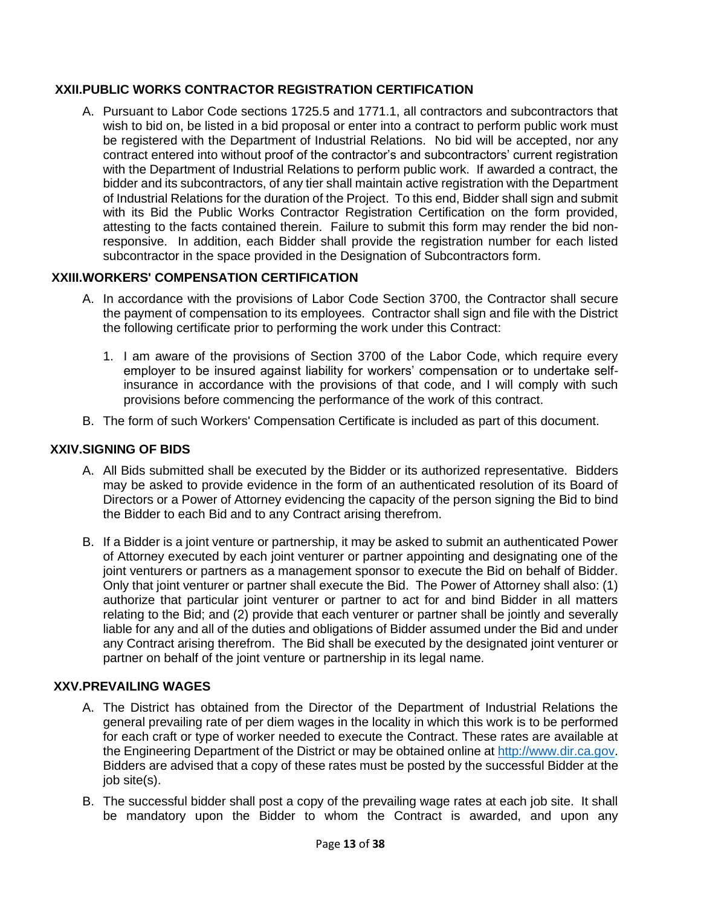## XXII. PUBLIC WORKS CONTRACTOR REGISTRATION CERTIFICATION

A. Pursuant to Labor Code sections 1725.5 and 1771.1, all contractors and subcontractors that wish to bid on, be listed in a bid proposal or enter into a contract to perform public work must be registered with the Department of Industrial Relations. No bid will be accepted, nor any contract entered into without proof of the contractor's and subcontractors' current registration with the Department of Industrial Relations to perform public work. If awarded a contract, the bidder and its subcontractors, of any tier shall maintain active registration with the Department of Industrial Relations for the duration of the Project. To this end, Bidder shall sign and submit with its Bid the Public Works Contractor Registration Certification on the form provided, attesting to the facts contained therein. Failure to submit this form may render the bid non-responsive. In addition, each Bidder shall provide the registration number for each listed subcontractor in the space provided in the Designation of Subcontractors form.

## XXIII. WORKERS' COMPENSATION CERTIFICATION

A. In accordance with the provisions of Labor Code Section 3700, the Contractor shall secure the payment of compensation to its employees. Contractor shall sign and file with the District the following certificate prior to performing the work under this Contract:

   1. I am aware of the provisions of Section 3700 of the Labor Code, which require every employer to be insured against liability for workers' compensation or to undertake self-insurance in accordance with the provisions of that code, and I will comply with such provisions before commencing the performance of the work of this contract.

B. The form of such Workers' Compensation Certificate is included as part of this document.

## XXIV. SIGNING OF BIDS

A. All Bids submitted shall be executed by the Bidder or its authorized representative. Bidders may be asked to provide evidence in the form of an authenticated resolution of its Board of Directors or a Power of Attorney evidencing the capacity of the person signing the Bid to bind the Bidder to each Bid and to any Contract arising therefrom.

B. If a Bidder is a joint venture or partnership, it may be asked to submit an authenticated Power of Attorney executed by each joint venturer or partner appointing and designating one of the joint venturers or partners as a management sponsor to execute the Bid on behalf of Bidder. Only that joint venturer or partner shall execute the Bid. The Power of Attorney shall also: (1) authorize that particular joint venturer or partner to act for and bind Bidder in all matters relating to the Bid; and (2) provide that each venturer or partner shall be jointly and severally liable for any and all of the duties and obligations of Bidder assumed under the Bid and under any Contract arising therefrom. The Bid shall be executed by the designated joint venturer or partner on behalf of the joint venture or partnership in its legal name.

## XXV. PREVAILING WAGES

A. The District has obtained from the Director of the Department of Industrial Relations the general prevailing rate of per diem wages in the locality in which this work is to be performed for each craft or type of worker needed to execute the Contract. These rates are available at the Engineering Department of the District or may be obtained online at [http://www.dir.ca.gov](http://www.dir.ca.gov). Bidders are advised that a copy of these rates must be posted by the successful Bidder at the job site(s).

B. The successful bidder shall post a copy of the prevailing wage rates at each job site. It shall be mandatory upon the Bidder to whom the Contract is awarded, and upon any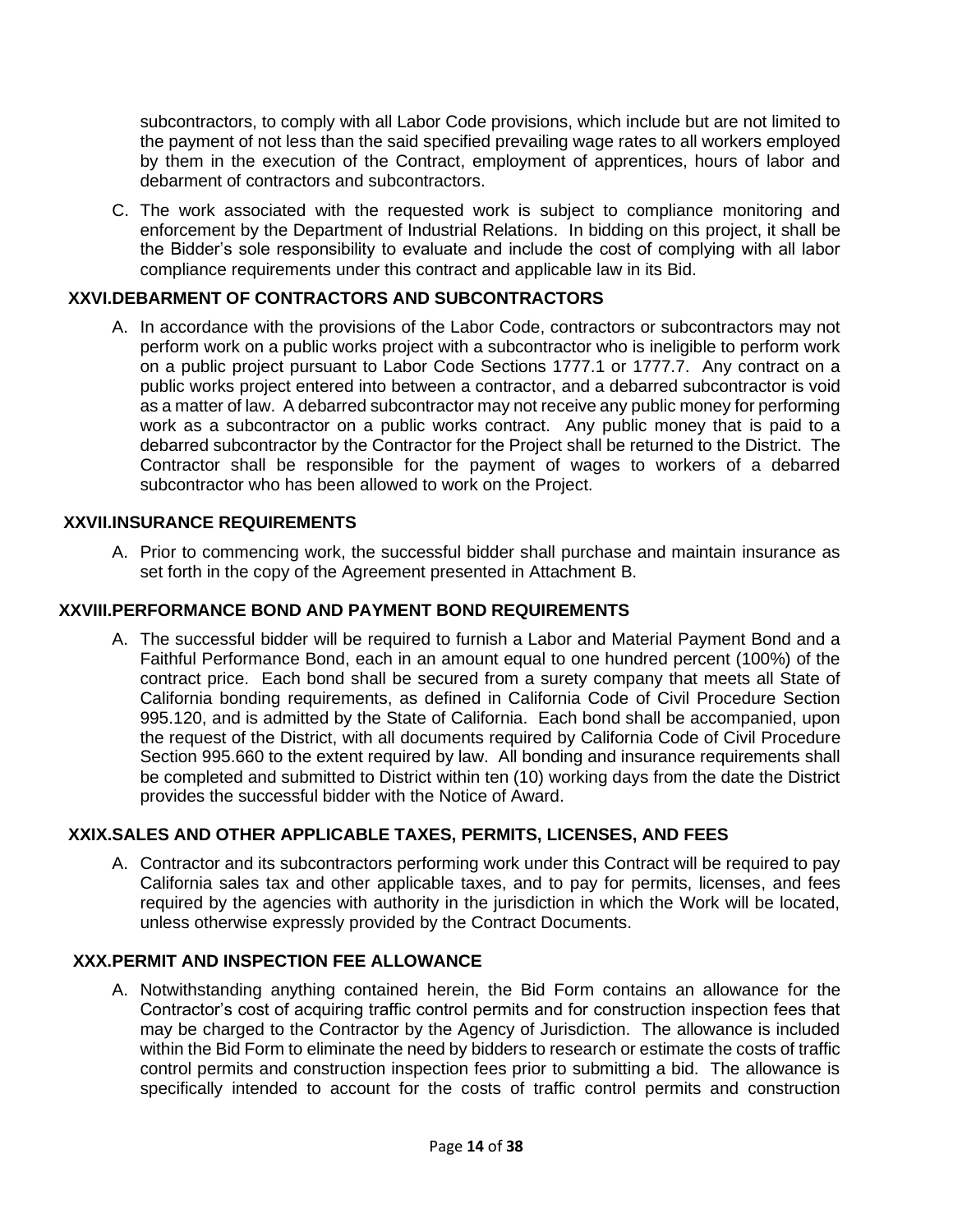subcontractors, to comply with all Labor Code provisions, which include but are not limited to the payment of not less than the said specified prevailing wage rates to all workers employed by them in the execution of the Contract, employment of apprentices, hours of labor and debarment of contractors and subcontractors.

C. The work associated with the requested work is subject to compliance monitoring and enforcement by the Department of Industrial Relations. In bidding on this project, it shall be the Bidder's sole responsibility to evaluate and include the cost of complying with all labor compliance requirements under this contract and applicable law in its Bid.

## XXVI. DEBARMENT OF CONTRACTORS AND SUBCONTRACTORS

A. In accordance with the provisions of the Labor Code, contractors or subcontractors may not perform work on a public works project with a subcontractor who is ineligible to perform work on a public project pursuant to Labor Code Sections 1777.1 or 1777.7. Any contract on a public works project entered into between a contractor, and a debarred subcontractor is void as a matter of law. A debarred subcontractor may not receive any public money for performing work as a subcontractor on a public works contract. Any public money that is paid to a debarred subcontractor by the Contractor for the Project shall be returned to the District. The Contractor shall be responsible for the payment of wages to workers of a debarred subcontractor who has been allowed to work on the Project.

## XXVII. INSURANCE REQUIREMENTS

A. Prior to commencing work, the successful bidder shall purchase and maintain insurance as set forth in the copy of the Agreement presented in Attachment B.

## XXVIII. PERFORMANCE BOND AND PAYMENT BOND REQUIREMENTS

A. The successful bidder will be required to furnish a Labor and Material Payment Bond and a Faithful Performance Bond, each in an amount equal to one hundred percent (100%) of the contract price. Each bond shall be secured from a surety company that meets all State of California bonding requirements, as defined in California Code of Civil Procedure Section 995.120, and is admitted by the State of California. Each bond shall be accompanied, upon the request of the District, with all documents required by California Code of Civil Procedure Section 995.660 to the extent required by law. All bonding and insurance requirements shall be completed and submitted to District within ten (10) working days from the date the District provides the successful bidder with the Notice of Award.

## XXIX. SALES AND OTHER APPLICABLE TAXES, PERMITS, LICENSES, AND FEES

A. Contractor and its subcontractors performing work under this Contract will be required to pay California sales tax and other applicable taxes, and to pay for permits, licenses, and fees required by the agencies with authority in the jurisdiction in which the Work will be located, unless otherwise expressly provided by the Contract Documents.

## XXX. PERMIT AND INSPECTION FEE ALLOWANCE

A. Notwithstanding anything contained herein, the Bid Form contains an allowance for the Contractor's cost of acquiring traffic control permits and for construction inspection fees that may be charged to the Contractor by the Agency of Jurisdiction. The allowance is included within the Bid Form to eliminate the need by bidders to research or estimate the costs of traffic control permits and construction inspection fees prior to submitting a bid. The allowance is specifically intended to account for the costs of traffic control permits and construction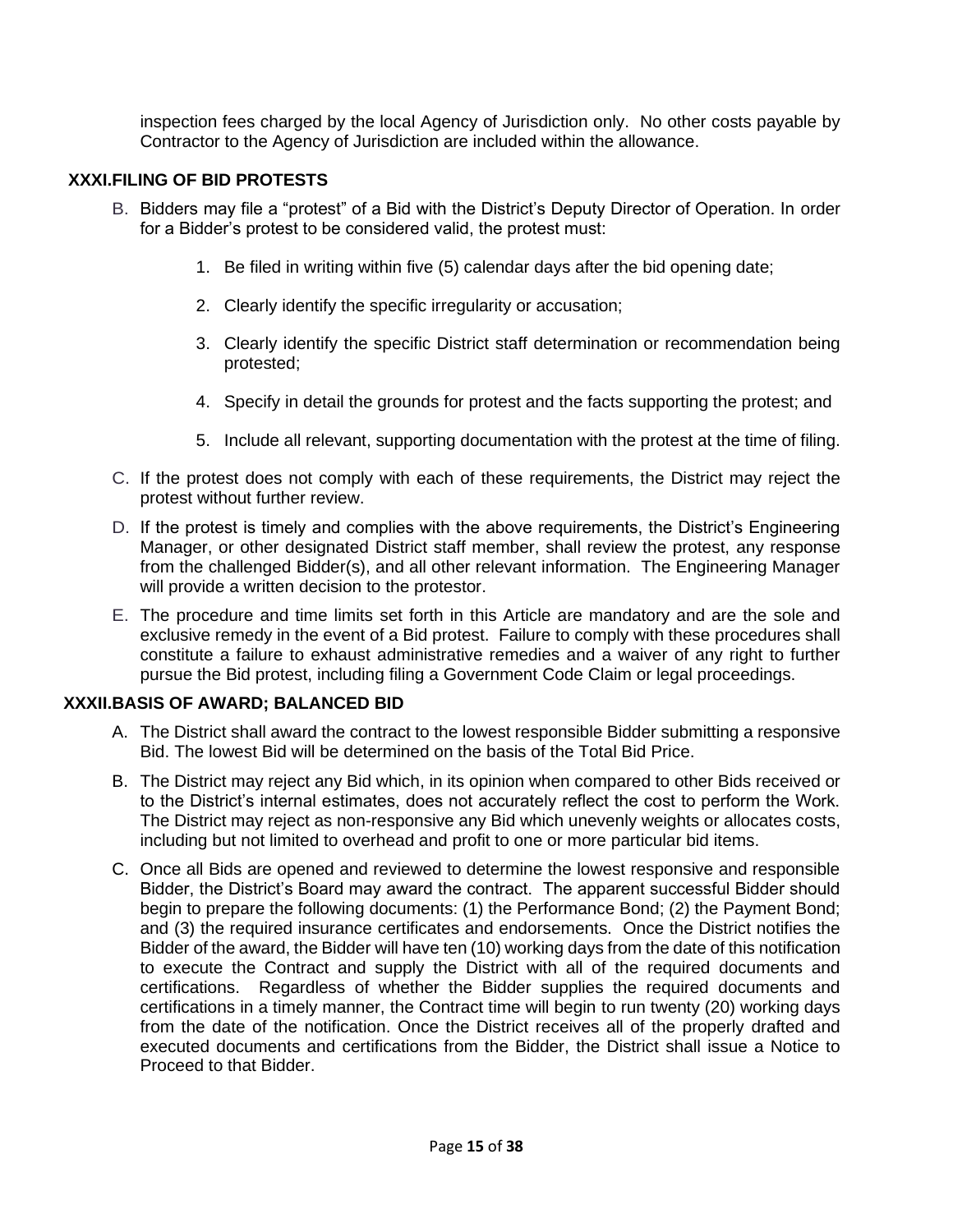inspection fees charged by the local Agency of Jurisdiction only. No other costs payable by Contractor to the Agency of Jurisdiction are included within the allowance.

## XXXI. FILING OF BID PROTESTS

B. Bidders may file a "protest" of a Bid with the District's Deputy Director of Operation. In order for a Bidder's protest to be considered valid, the protest must:

1. Be filed in writing within five (5) calendar days after the bid opening date;
2. Clearly identify the specific irregularity or accusation;
3. Clearly identify the specific District staff determination or recommendation being protested;
4. Specify in detail the grounds for protest and the facts supporting the protest; and
5. Include all relevant, supporting documentation with the protest at the time of filing.

C. If the protest does not comply with each of these requirements, the District may reject the protest without further review.

D. If the protest is timely and complies with the above requirements, the District's Engineering Manager, or other designated District staff member, shall review the protest, any response from the challenged Bidder(s), and all other relevant information. The Engineering Manager will provide a written decision to the protestor.

E. The procedure and time limits set forth in this Article are mandatory and are the sole and exclusive remedy in the event of a Bid protest. Failure to comply with these procedures shall constitute a failure to exhaust administrative remedies and a waiver of any right to further pursue the Bid protest, including filing a Government Code Claim or legal proceedings.

## XXXII. BASIS OF AWARD; BALANCED BID

A. The District shall award the contract to the lowest responsible Bidder submitting a responsive Bid. The lowest Bid will be determined on the basis of the Total Bid Price.

B. The District may reject any Bid which, in its opinion when compared to other Bids received or to the District's internal estimates, does not accurately reflect the cost to perform the Work. The District may reject as non-responsive any Bid which unevenly weights or allocates costs, including but not limited to overhead and profit to one or more particular bid items.

C. Once all Bids are opened and reviewed to determine the lowest responsive and responsible Bidder, the District's Board may award the contract. The apparent successful Bidder should begin to prepare the following documents: (1) the Performance Bond; (2) the Payment Bond; and (3) the required insurance certificates and endorsements. Once the District notifies the Bidder of the award, the Bidder will have ten (10) working days from the date of this notification to execute the Contract and supply the District with all of the required documents and certifications. Regardless of whether the Bidder supplies the required documents and certifications in a timely manner, the Contract time will begin to run twenty (20) working days from the date of the notification. Once the District receives all of the properly drafted and executed documents and certifications from the Bidder, the District shall issue a Notice to Proceed to that Bidder.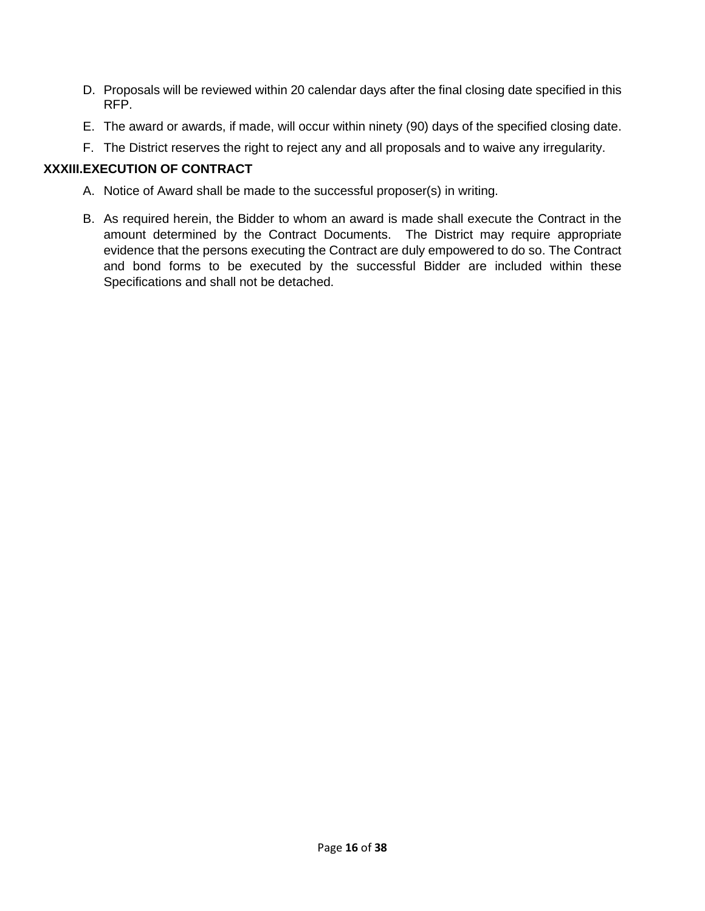D. Proposals will be reviewed within 20 calendar days after the final closing date specified in this RFP.

E. The award or awards, if made, will occur within ninety (90) days of the specified closing date.

F. The District reserves the right to reject any and all proposals and to waive any irregularity.

## XXXIII. EXECUTION OF CONTRACT

A. Notice of Award shall be made to the successful proposer(s) in writing.

B. As required herein, the Bidder to whom an award is made shall execute the Contract in the amount determined by the Contract Documents. The District may require appropriate evidence that the persons executing the Contract are duly empowered to do so. The Contract and bond forms to be executed by the successful Bidder are included within these Specifications and shall not be detached.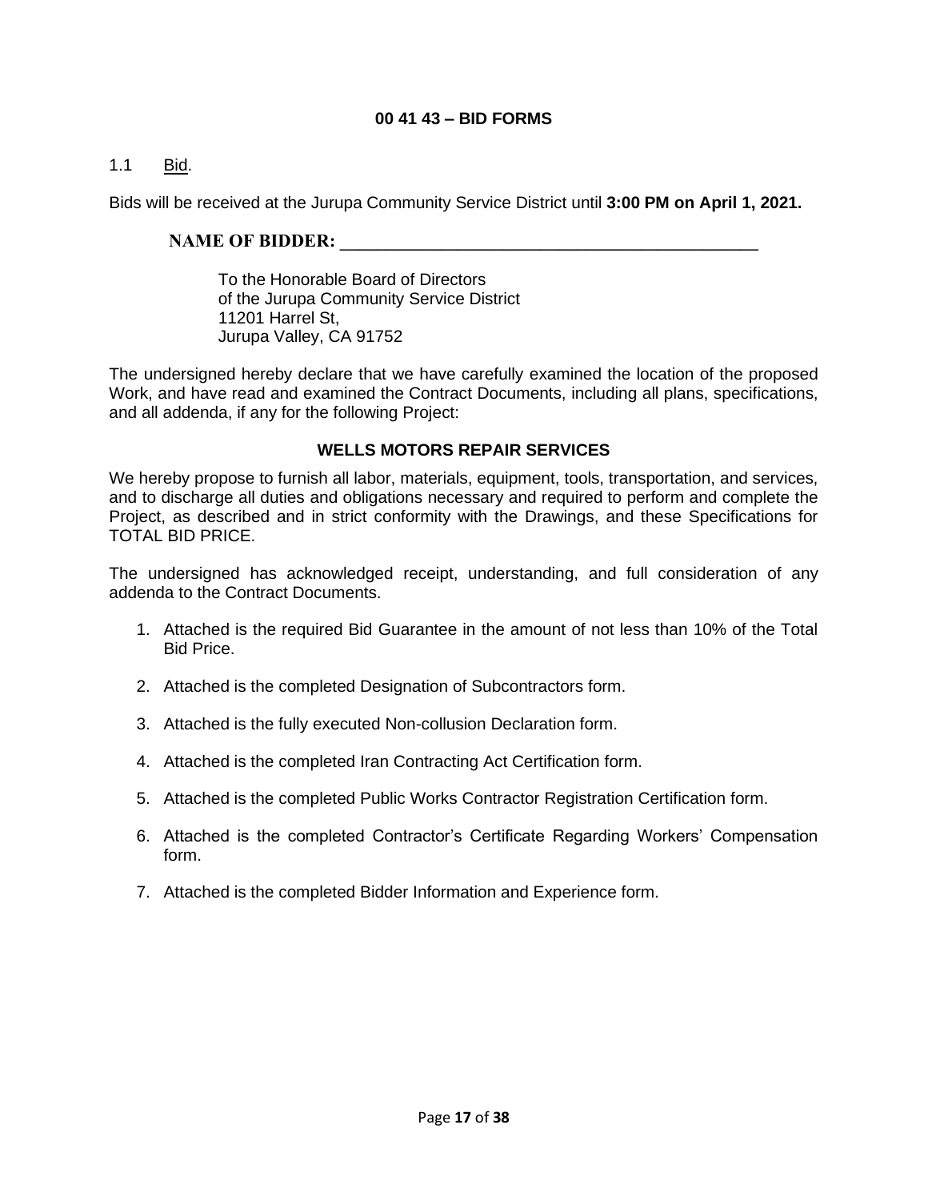# 00 41 43 – BID FORMS

1.1 Bid.

Bids will be received at the Jurupa Community Service District until **3:00 PM on April 1, 2021.**

**NAME OF BIDDER:** _______________________________________________

To the Honorable Board of Directors
of the Jurupa Community Service District
11201 Harrel St,
Jurupa Valley, CA 91752

The undersigned hereby declare that we have carefully examined the location of the proposed Work, and have read and examined the Contract Documents, including all plans, specifications, and all addenda, if any for the following Project:

**WELLS MOTORS REPAIR SERVICES**

We hereby propose to furnish all labor, materials, equipment, tools, transportation, and services, and to discharge all duties and obligations necessary and required to perform and complete the Project, as described and in strict conformity with the Drawings, and these Specifications for TOTAL BID PRICE.

The undersigned has acknowledged receipt, understanding, and full consideration of any addenda to the Contract Documents.

1. Attached is the required Bid Guarantee in the amount of not less than 10% of the Total Bid Price.
2. Attached is the completed Designation of Subcontractors form.
3. Attached is the fully executed Non-collusion Declaration form.
4. Attached is the completed Iran Contracting Act Certification form.
5. Attached is the completed Public Works Contractor Registration Certification form.
6. Attached is the completed Contractor's Certificate Regarding Workers' Compensation form.
7. Attached is the completed Bidder Information and Experience form.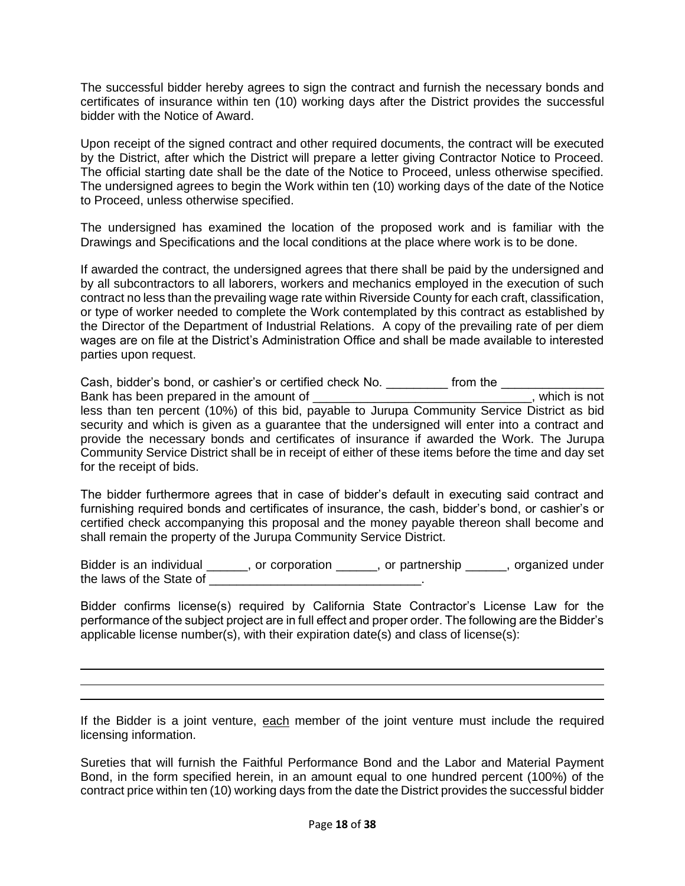The successful bidder hereby agrees to sign the contract and furnish the necessary bonds and certificates of insurance within ten (10) working days after the District provides the successful bidder with the Notice of Award.

Upon receipt of the signed contract and other required documents, the contract will be executed by the District, after which the District will prepare a letter giving Contractor Notice to Proceed. The official starting date shall be the date of the Notice to Proceed, unless otherwise specified. The undersigned agrees to begin the Work within ten (10) working days of the date of the Notice to Proceed, unless otherwise specified.

The undersigned has examined the location of the proposed work and is familiar with the Drawings and Specifications and the local conditions at the place where work is to be done.

If awarded the contract, the undersigned agrees that there shall be paid by the undersigned and by all subcontractors to all laborers, workers and mechanics employed in the execution of such contract no less than the prevailing wage rate within Riverside County for each craft, classification, or type of worker needed to complete the Work contemplated by this contract as established by the Director of the Department of Industrial Relations. A copy of the prevailing rate of per diem wages are on file at the District's Administration Office and shall be made available to interested parties upon request.

Cash, bidder's bond, or cashier's or certified check No. _________ from the _______________ Bank has been prepared in the amount of ________________________________, which is not less than ten percent (10%) of this bid, payable to Jurupa Community Service District as bid security and which is given as a guarantee that the undersigned will enter into a contract and provide the necessary bonds and certificates of insurance if awarded the Work. The Jurupa Community Service District shall be in receipt of either of these items before the time and day set for the receipt of bids.

The bidder furthermore agrees that in case of bidder's default in executing said contract and furnishing required bonds and certificates of insurance, the cash, bidder's bond, or cashier's or certified check accompanying this proposal and the money payable thereon shall become and shall remain the property of the Jurupa Community Service District.

Bidder is an individual ______, or corporation ______, or partnership ______, organized under the laws of the State of _______________________________.

Bidder confirms license(s) required by California State Contractor's License Law for the performance of the subject project are in full effect and proper order. The following are the Bidder's applicable license number(s), with their expiration date(s) and class of license(s):

______________________________________________________________________________

______________________________________________________________________________

______________________________________________________________________________

If the Bidder is a joint venture, each member of the joint venture must include the required licensing information.

Sureties that will furnish the Faithful Performance Bond and the Labor and Material Payment Bond, in the form specified herein, in an amount equal to one hundred percent (100%) of the contract price within ten (10) working days from the date the District provides the successful bidder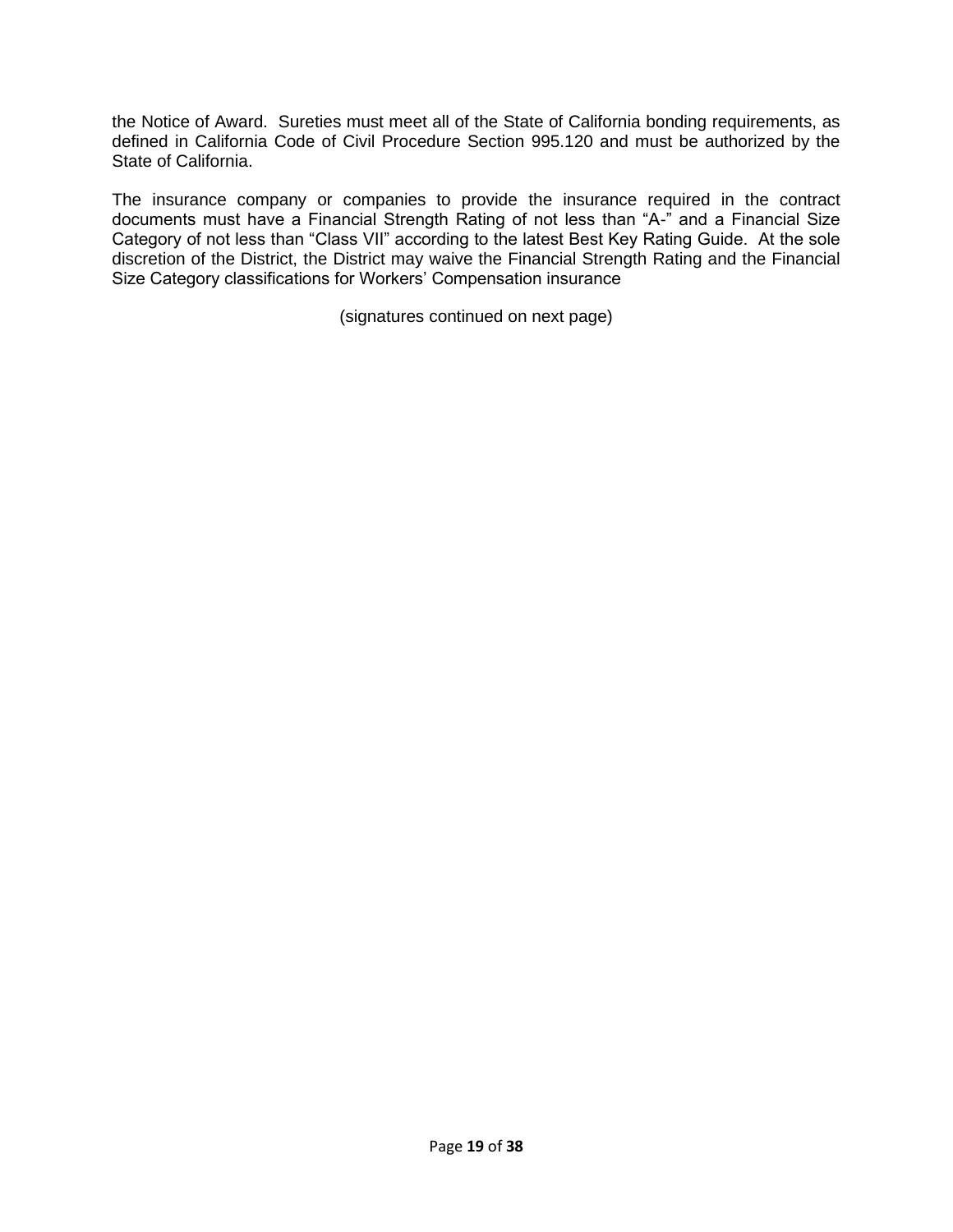the Notice of Award. Sureties must meet all of the State of California bonding requirements, as defined in California Code of Civil Procedure Section 995.120 and must be authorized by the State of California.

The insurance company or companies to provide the insurance required in the contract documents must have a Financial Strength Rating of not less than "A-" and a Financial Size Category of not less than "Class VII" according to the latest Best Key Rating Guide. At the sole discretion of the District, the District may waive the Financial Strength Rating and the Financial Size Category classifications for Workers' Compensation insurance

(signatures continued on next page)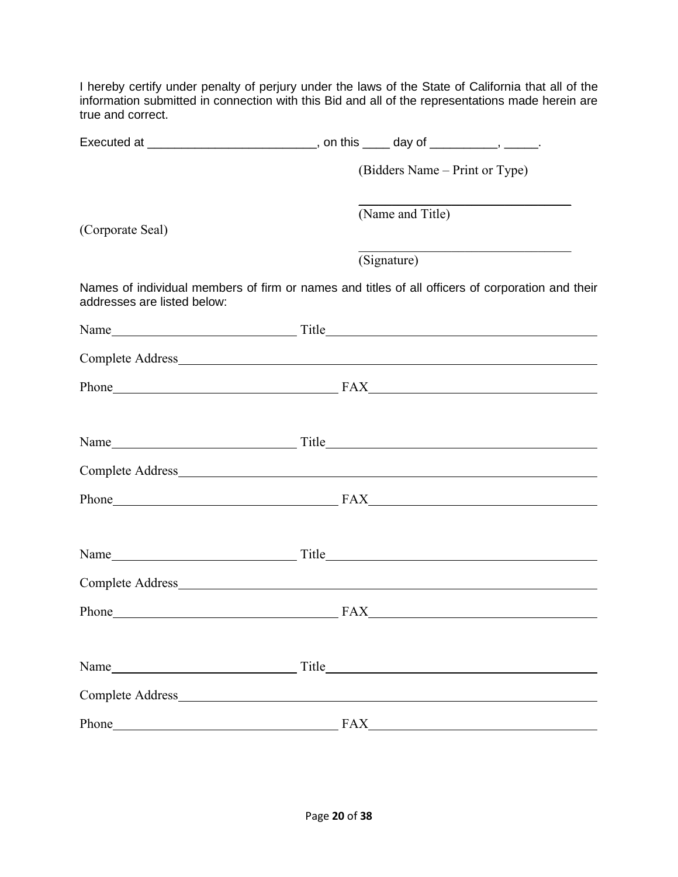I hereby certify under penalty of perjury under the laws of the State of California that all of the information submitted in connection with this Bid and all of the representations made herein are true and correct.

Executed at _________________________, on this ____ day of __________, _____.

(Bidders Name – Print or Type)

_______________________________

(Name and Title)

(Corporate Seal)

_______________________________

(Signature)

Names of individual members of firm or names and titles of all officers of corporation and their addresses are listed below:

Name____________________________ Title________________________________________

Complete Address__________________________________________________________________

Phone__________________________________ FAX_________________________________

Name____________________________ Title________________________________________

Complete Address__________________________________________________________________

Phone__________________________________ FAX_________________________________

Name____________________________ Title________________________________________

Complete Address__________________________________________________________________

Phone__________________________________ FAX_________________________________

Name____________________________ Title________________________________________

Complete Address__________________________________________________________________

Phone__________________________________ FAX_________________________________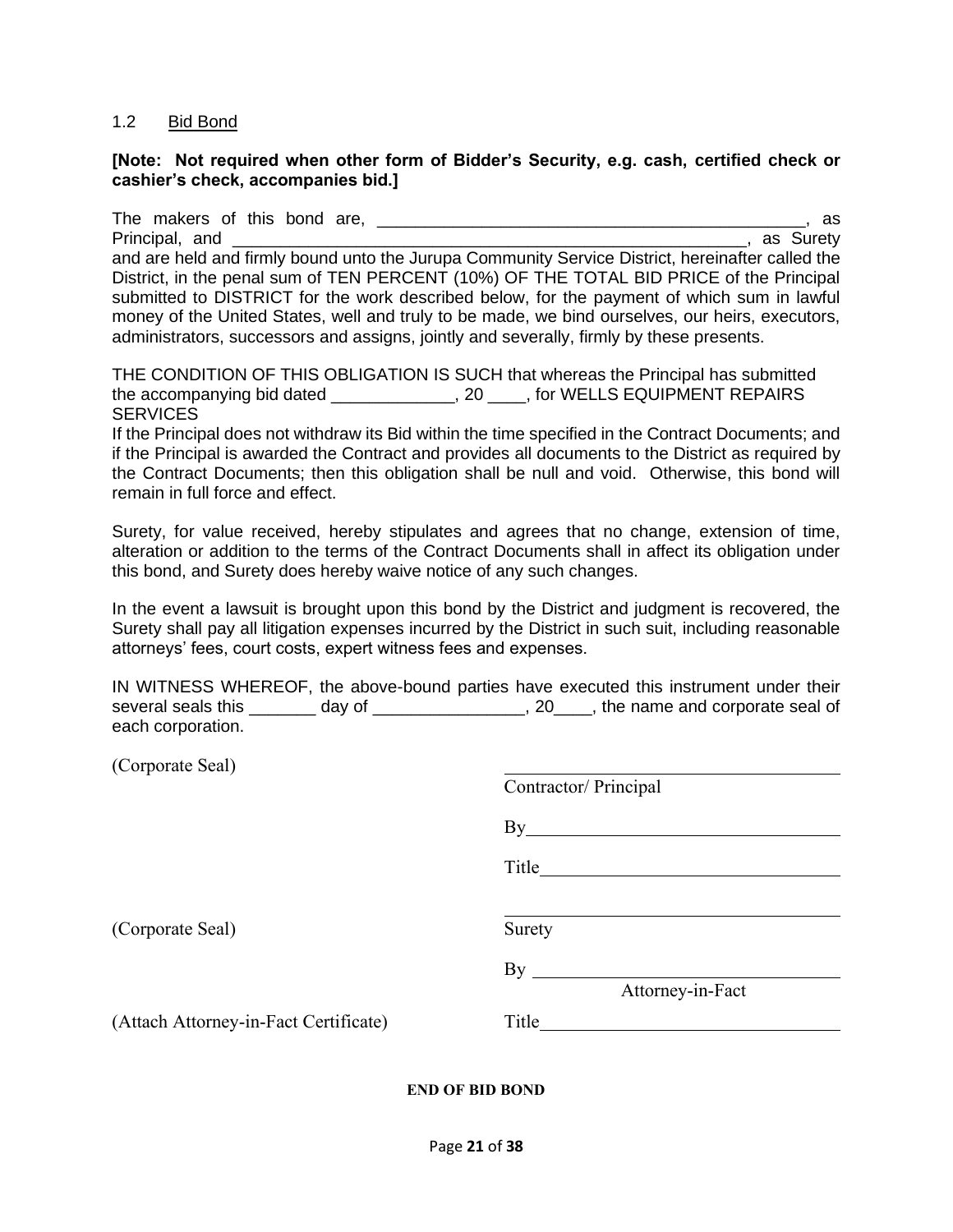## 1.2 Bid Bond

**[Note: Not required when other form of Bidder's Security, e.g. cash, certified check or cashier's check, accompanies bid.]**

The makers of this bond are, _______________________________________________, as Principal, and ___________________________________________________________, as Surety and are held and firmly bound unto the Jurupa Community Service District, hereinafter called the District, in the penal sum of TEN PERCENT (10%) OF THE TOTAL BID PRICE of the Principal submitted to DISTRICT for the work described below, for the payment of which sum in lawful money of the United States, well and truly to be made, we bind ourselves, our heirs, executors, administrators, successors and assigns, jointly and severally, firmly by these presents.

THE CONDITION OF THIS OBLIGATION IS SUCH that whereas the Principal has submitted the accompanying bid dated _____________, 20 ____, for WELLS EQUIPMENT REPAIRS SERVICES

If the Principal does not withdraw its Bid within the time specified in the Contract Documents; and if the Principal is awarded the Contract and provides all documents to the District as required by the Contract Documents; then this obligation shall be null and void. Otherwise, this bond will remain in full force and effect.

Surety, for value received, hereby stipulates and agrees that no change, extension of time, alteration or addition to the terms of the Contract Documents shall in affect its obligation under this bond, and Surety does hereby waive notice of any such changes.

In the event a lawsuit is brought upon this bond by the District and judgment is recovered, the Surety shall pay all litigation expenses incurred by the District in such suit, including reasonable attorneys' fees, court costs, expert witness fees and expenses.

IN WITNESS WHEREOF, the above-bound parties have executed this instrument under their several seals this _______ day of ________________, 20____, the name and corporate seal of each corporation.

(Corporate Seal)

_____________________________________
Contractor/ Principal

By_________________________________

Title_______________________________

(Corporate Seal)

_____________________________________
Surety

By _________________________________
Attorney-in-Fact

(Attach Attorney-in-Fact Certificate)

Title_______________________________

**END OF BID BOND**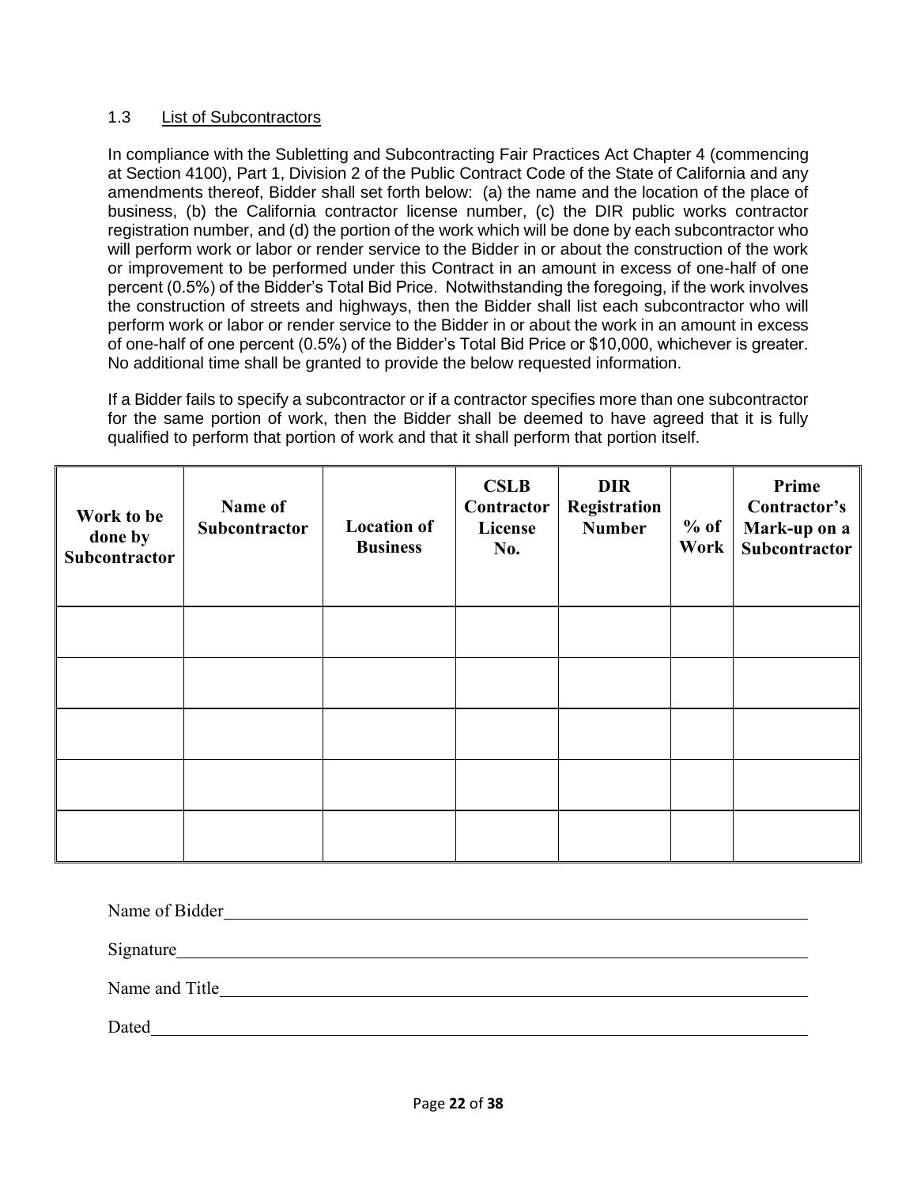### 1.3 List of Subcontractors

In compliance with the Subletting and Subcontracting Fair Practices Act Chapter 4 (commencing at Section 4100), Part 1, Division 2 of the Public Contract Code of the State of California and any amendments thereof, Bidder shall set forth below: (a) the name and the location of the place of business, (b) the California contractor license number, (c) the DIR public works contractor registration number, and (d) the portion of the work which will be done by each subcontractor who will perform work or labor or render service to the Bidder in or about the construction of the work or improvement to be performed under this Contract in an amount in excess of one-half of one percent (0.5%) of the Bidder's Total Bid Price. Notwithstanding the foregoing, if the work involves the construction of streets and highways, then the Bidder shall list each subcontractor who will perform work or labor or render service to the Bidder in or about the work in an amount in excess of one-half of one percent (0.5%) of the Bidder's Total Bid Price or $10,000, whichever is greater. No additional time shall be granted to provide the below requested information.

If a Bidder fails to specify a subcontractor or if a contractor specifies more than one subcontractor for the same portion of work, then the Bidder shall be deemed to have agreed that it is fully qualified to perform that portion of work and that it shall perform that portion itself.

| Work to be done by Subcontractor | Name of Subcontractor | Location of Business | CSLB Contractor License No. | DIR Registration Number | % of Work | Prime Contractor's Mark-up on a Subcontractor |
|---|---|---|---|---|---|---|
| | | | | | | |
| | | | | | | |
| | | | | | | |
| | | | | | | |
| | | | | | | |

Name of Bidder\_\_\_\_\_\_\_\_\_\_\_\_\_\_\_\_\_\_\_\_\_\_\_\_\_\_\_\_\_\_\_\_\_\_\_\_\_\_\_\_

Signature\_\_\_\_\_\_\_\_\_\_\_\_\_\_\_\_\_\_\_\_\_\_\_\_\_\_\_\_\_\_\_\_\_\_\_\_\_\_\_\_\_\_\_\_

Name and Title\_\_\_\_\_\_\_\_\_\_\_\_\_\_\_\_\_\_\_\_\_\_\_\_\_\_\_\_\_\_\_\_\_\_\_\_\_\_\_\_

Dated\_\_\_\_\_\_\_\_\_\_\_\_\_\_\_\_\_\_\_\_\_\_\_\_\_\_\_\_\_\_\_\_\_\_\_\_\_\_\_\_\_\_\_\_\_\_\_\_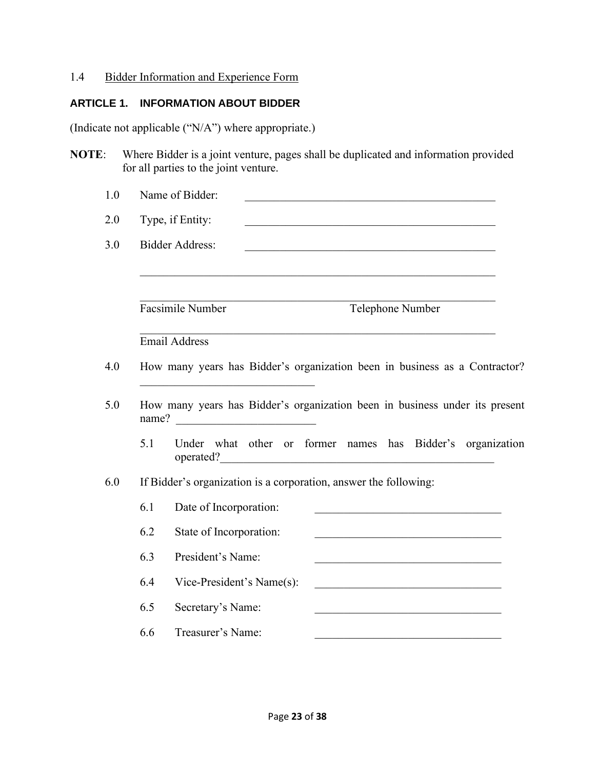1.4 Bidder Information and Experience Form

## ARTICLE 1. INFORMATION ABOUT BIDDER

(Indicate not applicable ("N/A") where appropriate.)

**NOTE**: Where Bidder is a joint venture, pages shall be duplicated and information provided for all parties to the joint venture.

1.0 Name of Bidder: ______________________________________________

2.0 Type, if Entity: ______________________________________________

3.0 Bidder Address: ______________________________________________

_________________________________________________________________

_________________________________________________________________

Facsimile Number                    Telephone Number

_________________________________________________________________

Email Address

4.0 How many years has Bidder's organization been in business as a Contractor? ______________________________

5.0 How many years has Bidder's organization been in business under its present name? ________________________

5.1 Under what other or former names has Bidder's organization operated?_________________________________________________

6.0 If Bidder's organization is a corporation, answer the following:

6.1 Date of Incorporation: ________________________________

6.2 State of Incorporation: ________________________________

6.3 President's Name: ________________________________

6.4 Vice-President's Name(s): ________________________________

6.5 Secretary's Name: ________________________________

6.6 Treasurer's Name: ________________________________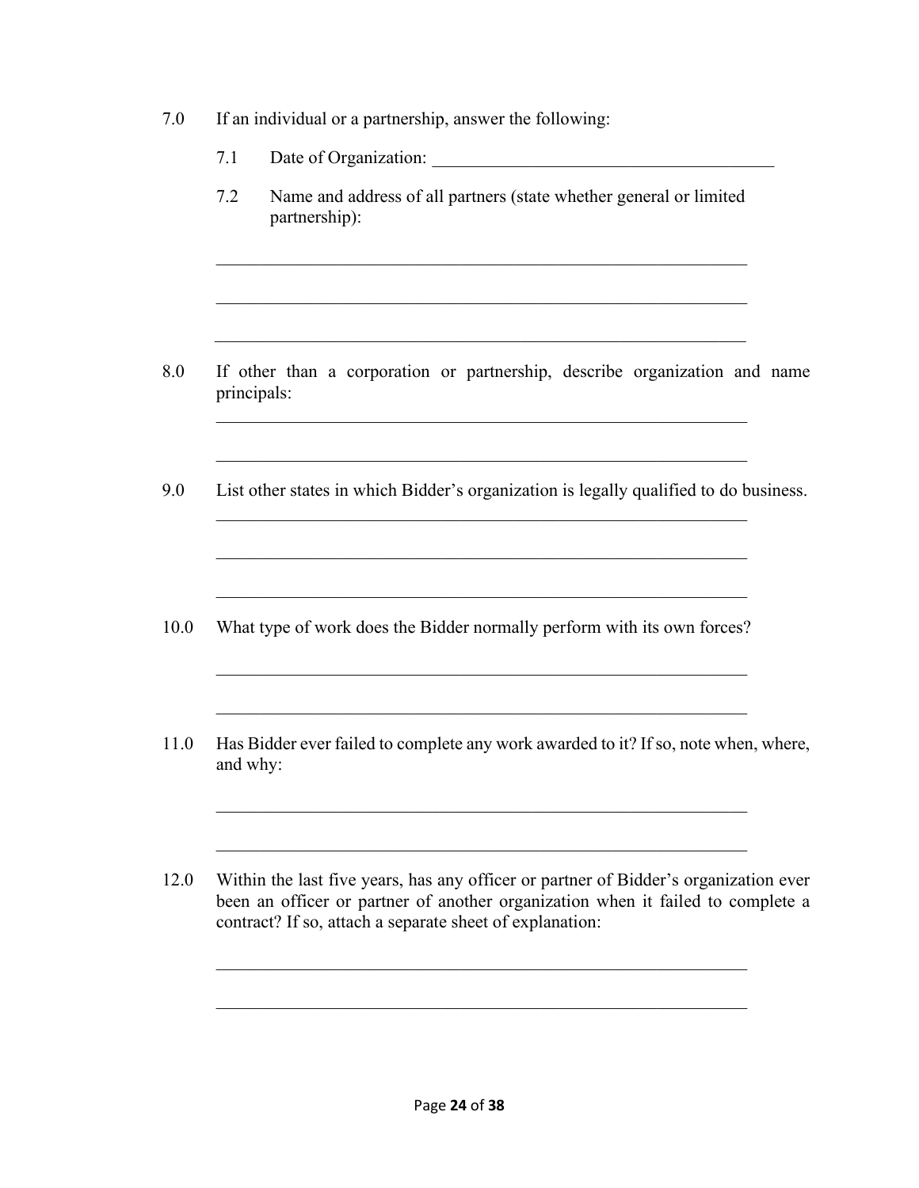7.0 If an individual or a partnership, answer the following:

7.1 Date of Organization: ______________________________________

7.2 Name and address of all partners (state whether general or limited partnership):

_____________________________________________________________

_____________________________________________________________

_____________________________________________________________

8.0 If other than a corporation or partnership, describe organization and name principals:

_____________________________________________________________

_____________________________________________________________

9.0 List other states in which Bidder's organization is legally qualified to do business.

_____________________________________________________________

_____________________________________________________________

_____________________________________________________________

10.0 What type of work does the Bidder normally perform with its own forces?

_____________________________________________________________

_____________________________________________________________

11.0 Has Bidder ever failed to complete any work awarded to it? If so, note when, where, and why:

_____________________________________________________________

_____________________________________________________________

12.0 Within the last five years, has any officer or partner of Bidder's organization ever been an officer or partner of another organization when it failed to complete a contract? If so, attach a separate sheet of explanation:

_____________________________________________________________

_____________________________________________________________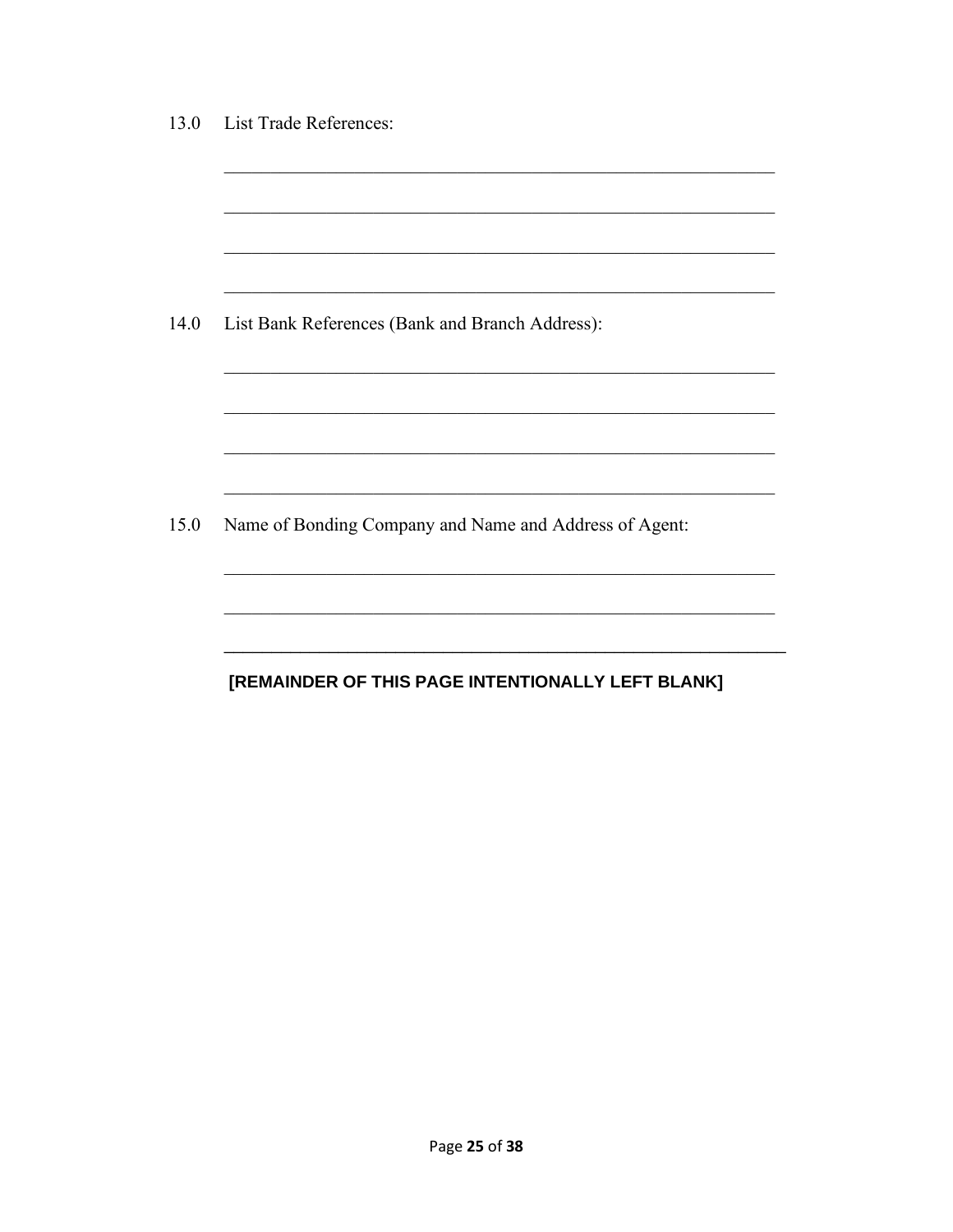13.0 List Trade References:

\_\_\_\_\_\_\_\_\_\_\_\_\_\_\_\_\_\_\_\_\_\_\_\_\_\_\_\_\_\_\_\_\_\_\_\_\_\_\_\_\_\_\_\_\_\_\_\_\_\_\_\_\_\_\_\_\_\_

\_\_\_\_\_\_\_\_\_\_\_\_\_\_\_\_\_\_\_\_\_\_\_\_\_\_\_\_\_\_\_\_\_\_\_\_\_\_\_\_\_\_\_\_\_\_\_\_\_\_\_\_\_\_\_\_\_\_

\_\_\_\_\_\_\_\_\_\_\_\_\_\_\_\_\_\_\_\_\_\_\_\_\_\_\_\_\_\_\_\_\_\_\_\_\_\_\_\_\_\_\_\_\_\_\_\_\_\_\_\_\_\_\_\_\_\_

\_\_\_\_\_\_\_\_\_\_\_\_\_\_\_\_\_\_\_\_\_\_\_\_\_\_\_\_\_\_\_\_\_\_\_\_\_\_\_\_\_\_\_\_\_\_\_\_\_\_\_\_\_\_\_\_\_\_

14.0 List Bank References (Bank and Branch Address):

\_\_\_\_\_\_\_\_\_\_\_\_\_\_\_\_\_\_\_\_\_\_\_\_\_\_\_\_\_\_\_\_\_\_\_\_\_\_\_\_\_\_\_\_\_\_\_\_\_\_\_\_\_\_\_\_\_\_

\_\_\_\_\_\_\_\_\_\_\_\_\_\_\_\_\_\_\_\_\_\_\_\_\_\_\_\_\_\_\_\_\_\_\_\_\_\_\_\_\_\_\_\_\_\_\_\_\_\_\_\_\_\_\_\_\_\_

\_\_\_\_\_\_\_\_\_\_\_\_\_\_\_\_\_\_\_\_\_\_\_\_\_\_\_\_\_\_\_\_\_\_\_\_\_\_\_\_\_\_\_\_\_\_\_\_\_\_\_\_\_\_\_\_\_\_

\_\_\_\_\_\_\_\_\_\_\_\_\_\_\_\_\_\_\_\_\_\_\_\_\_\_\_\_\_\_\_\_\_\_\_\_\_\_\_\_\_\_\_\_\_\_\_\_\_\_\_\_\_\_\_\_\_\_

15.0 Name of Bonding Company and Name and Address of Agent:

\_\_\_\_\_\_\_\_\_\_\_\_\_\_\_\_\_\_\_\_\_\_\_\_\_\_\_\_\_\_\_\_\_\_\_\_\_\_\_\_\_\_\_\_\_\_\_\_\_\_\_\_\_\_\_\_\_\_

\_\_\_\_\_\_\_\_\_\_\_\_\_\_\_\_\_\_\_\_\_\_\_\_\_\_\_\_\_\_\_\_\_\_\_\_\_\_\_\_\_\_\_\_\_\_\_\_\_\_\_\_\_\_\_\_\_\_

\_\_\_\_\_\_\_\_\_\_\_\_\_\_\_\_\_\_\_\_\_\_\_\_\_\_\_\_\_\_\_\_\_\_\_\_\_\_\_\_\_\_\_\_\_\_\_\_\_\_\_\_\_\_\_\_\_\_

**[REMAINDER OF THIS PAGE INTENTIONALLY LEFT BLANK]**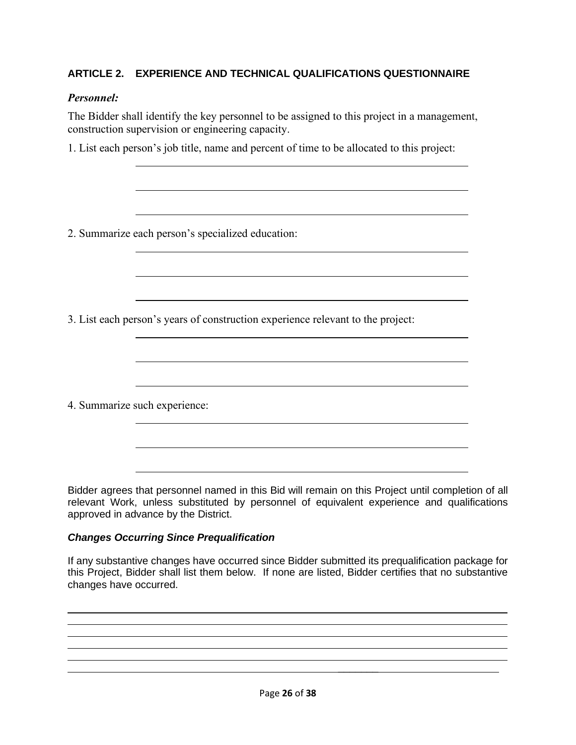## ARTICLE 2. EXPERIENCE AND TECHNICAL QUALIFICATIONS QUESTIONNAIRE

***Personnel:***

The Bidder shall identify the key personnel to be assigned to this project in a management, construction supervision or engineering capacity.

1. List each person's job title, name and percent of time to be allocated to this project:

______________________________________________________________

______________________________________________________________

______________________________________________________________

2. Summarize each person's specialized education:

______________________________________________________________

______________________________________________________________

______________________________________________________________

3. List each person's years of construction experience relevant to the project:

______________________________________________________________

______________________________________________________________

______________________________________________________________

4. Summarize such experience:

______________________________________________________________

______________________________________________________________

______________________________________________________________

Bidder agrees that personnel named in this Bid will remain on this Project until completion of all relevant Work, unless substituted by personnel of equivalent experience and qualifications approved in advance by the District.

***Changes Occurring Since Prequalification***

If any substantive changes have occurred since Bidder submitted its prequalification package for this Project, Bidder shall list them below. If none are listed, Bidder certifies that no substantive changes have occurred.

______________________________________________________________________________

______________________________________________________________________________

______________________________________________________________________________

______________________________________________________________________________

______________________________________________________________________________

______________________________________________________________________________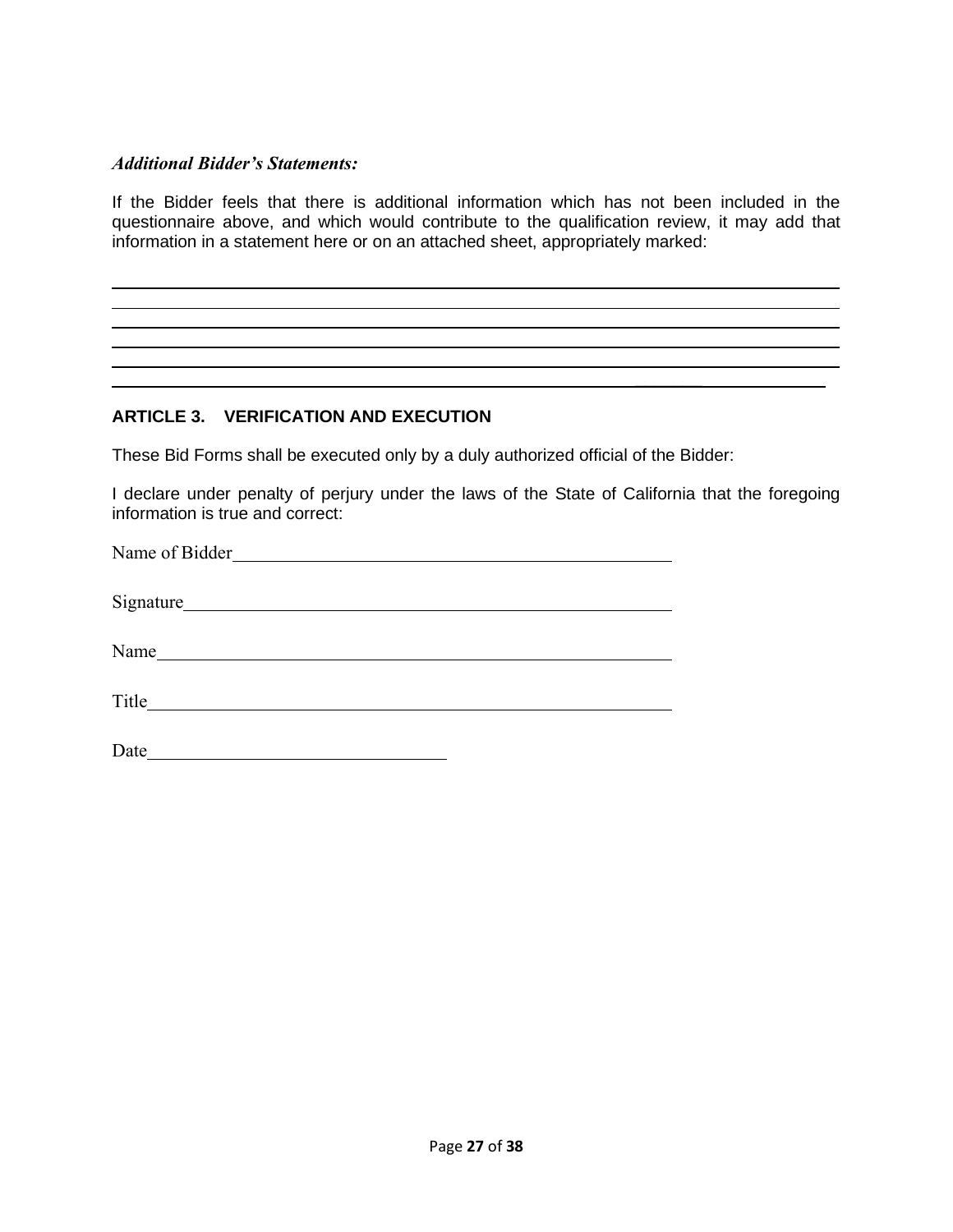***Additional Bidder's Statements:***

If the Bidder feels that there is additional information which has not been included in the questionnaire above, and which would contribute to the qualification review, it may add that information in a statement here or on an attached sheet, appropriately marked:

______________________________________________________________________________
______________________________________________________________________________
______________________________________________________________________________
______________________________________________________________________________
______________________________________________________________________________
______________________________________________________________________________

## ARTICLE 3. VERIFICATION AND EXECUTION

These Bid Forms shall be executed only by a duly authorized official of the Bidder:

I declare under penalty of perjury under the laws of the State of California that the foregoing information is true and correct:

Name of Bidder ______________________________________________

Signature ______________________________________________

Name ______________________________________________

Title ______________________________________________

Date ______________________________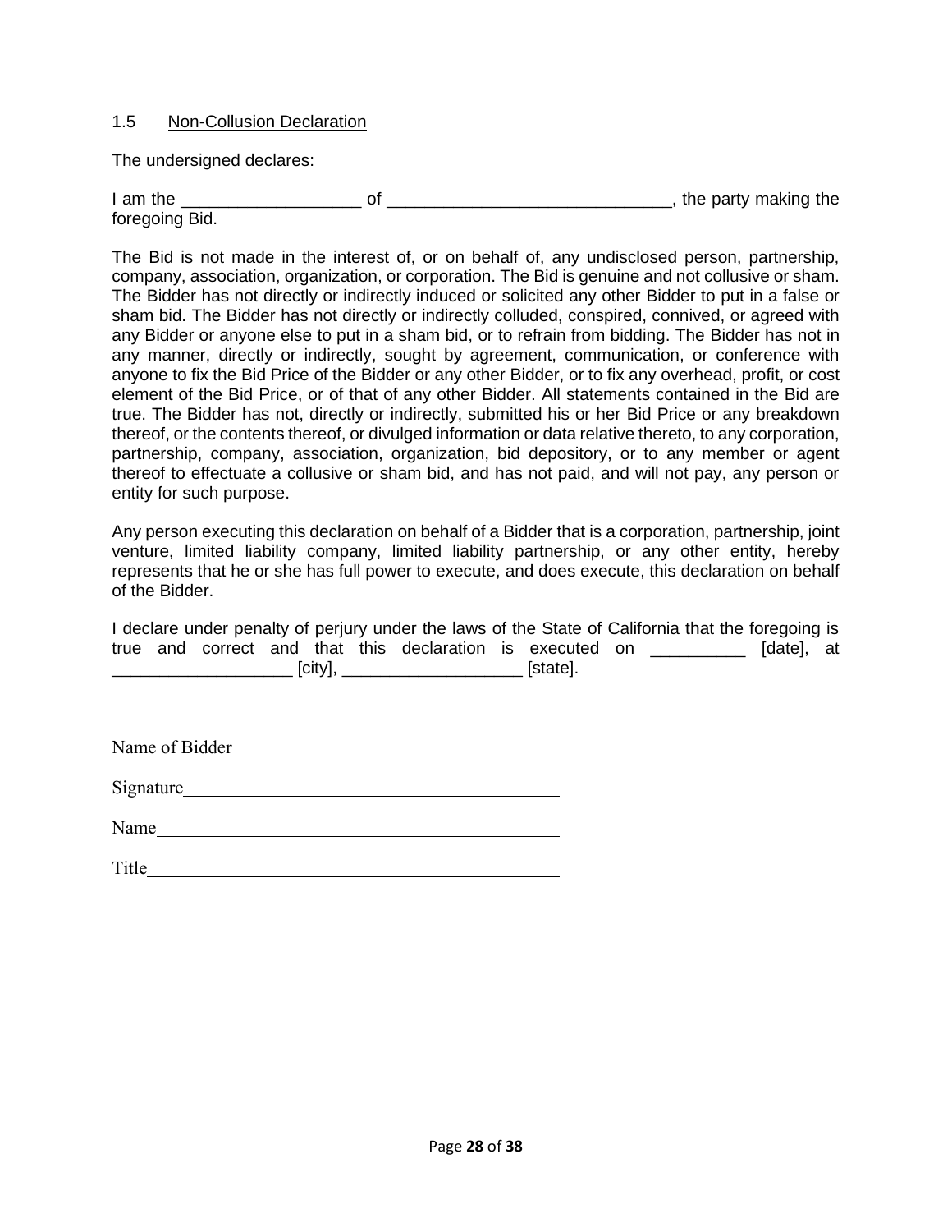### 1.5 Non-Collusion Declaration

The undersigned declares:

I am the ___________________ of _____________________________, the party making the foregoing Bid.

The Bid is not made in the interest of, or on behalf of, any undisclosed person, partnership, company, association, organization, or corporation. The Bid is genuine and not collusive or sham. The Bidder has not directly or indirectly induced or solicited any other Bidder to put in a false or sham bid. The Bidder has not directly or indirectly colluded, conspired, connived, or agreed with any Bidder or anyone else to put in a sham bid, or to refrain from bidding. The Bidder has not in any manner, directly or indirectly, sought by agreement, communication, or conference with anyone to fix the Bid Price of the Bidder or any other Bidder, or to fix any overhead, profit, or cost element of the Bid Price, or of that of any other Bidder. All statements contained in the Bid are true. The Bidder has not, directly or indirectly, submitted his or her Bid Price or any breakdown thereof, or the contents thereof, or divulged information or data relative thereto, to any corporation, partnership, company, association, organization, bid depository, or to any member or agent thereof to effectuate a collusive or sham bid, and has not paid, and will not pay, any person or entity for such purpose.

Any person executing this declaration on behalf of a Bidder that is a corporation, partnership, joint venture, limited liability company, limited liability partnership, or any other entity, hereby represents that he or she has full power to execute, and does execute, this declaration on behalf of the Bidder.

I declare under penalty of perjury under the laws of the State of California that the foregoing is true and correct and that this declaration is executed on __________ [date], at ___________________ [city], ___________________ [state].

Name of Bidder ___________________________________

Signature ___________________________________

Name ___________________________________

Title ___________________________________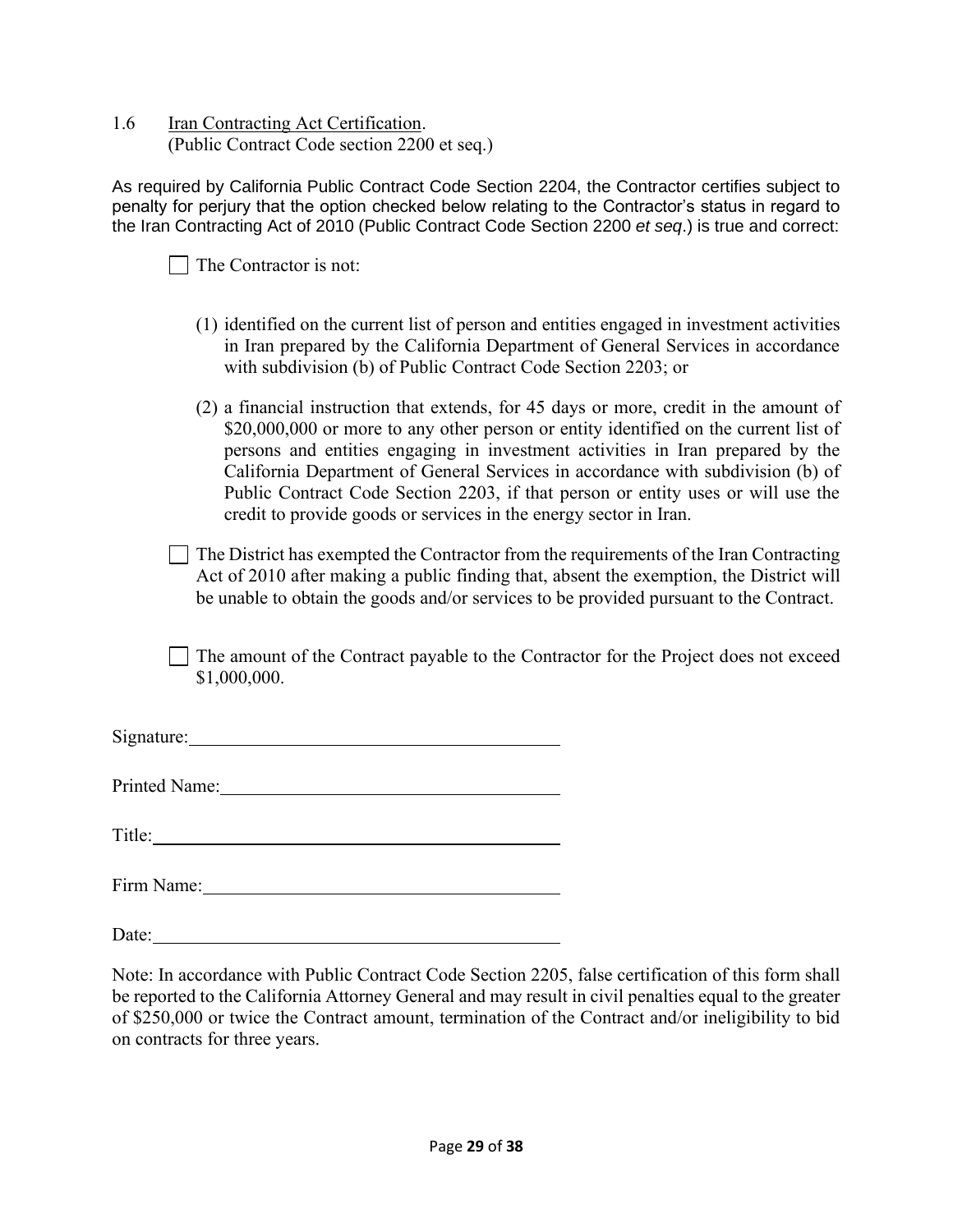1.6 Iran Contracting Act Certification.
(Public Contract Code section 2200 et seq.)

As required by California Public Contract Code Section 2204, the Contractor certifies subject to penalty for perjury that the option checked below relating to the Contractor's status in regard to the Iran Contracting Act of 2010 (Public Contract Code Section 2200 *et seq*.) is true and correct:

☐ The Contractor is not:

(1) identified on the current list of person and entities engaged in investment activities in Iran prepared by the California Department of General Services in accordance with subdivision (b) of Public Contract Code Section 2203; or

(2) a financial instruction that extends, for 45 days or more, credit in the amount of $20,000,000 or more to any other person or entity identified on the current list of persons and entities engaging in investment activities in Iran prepared by the California Department of General Services in accordance with subdivision (b) of Public Contract Code Section 2203, if that person or entity uses or will use the credit to provide goods or services in the energy sector in Iran.

☐ The District has exempted the Contractor from the requirements of the Iran Contracting Act of 2010 after making a public finding that, absent the exemption, the District will be unable to obtain the goods and/or services to be provided pursuant to the Contract.

☐ The amount of the Contract payable to the Contractor for the Project does not exceed $1,000,000.

Signature:________________________________________

Printed Name:____________________________________

Title:____________________________________________

Firm Name:_______________________________________

Date:____________________________________________

Note: In accordance with Public Contract Code Section 2205, false certification of this form shall be reported to the California Attorney General and may result in civil penalties equal to the greater of $250,000 or twice the Contract amount, termination of the Contract and/or ineligibility to bid on contracts for three years.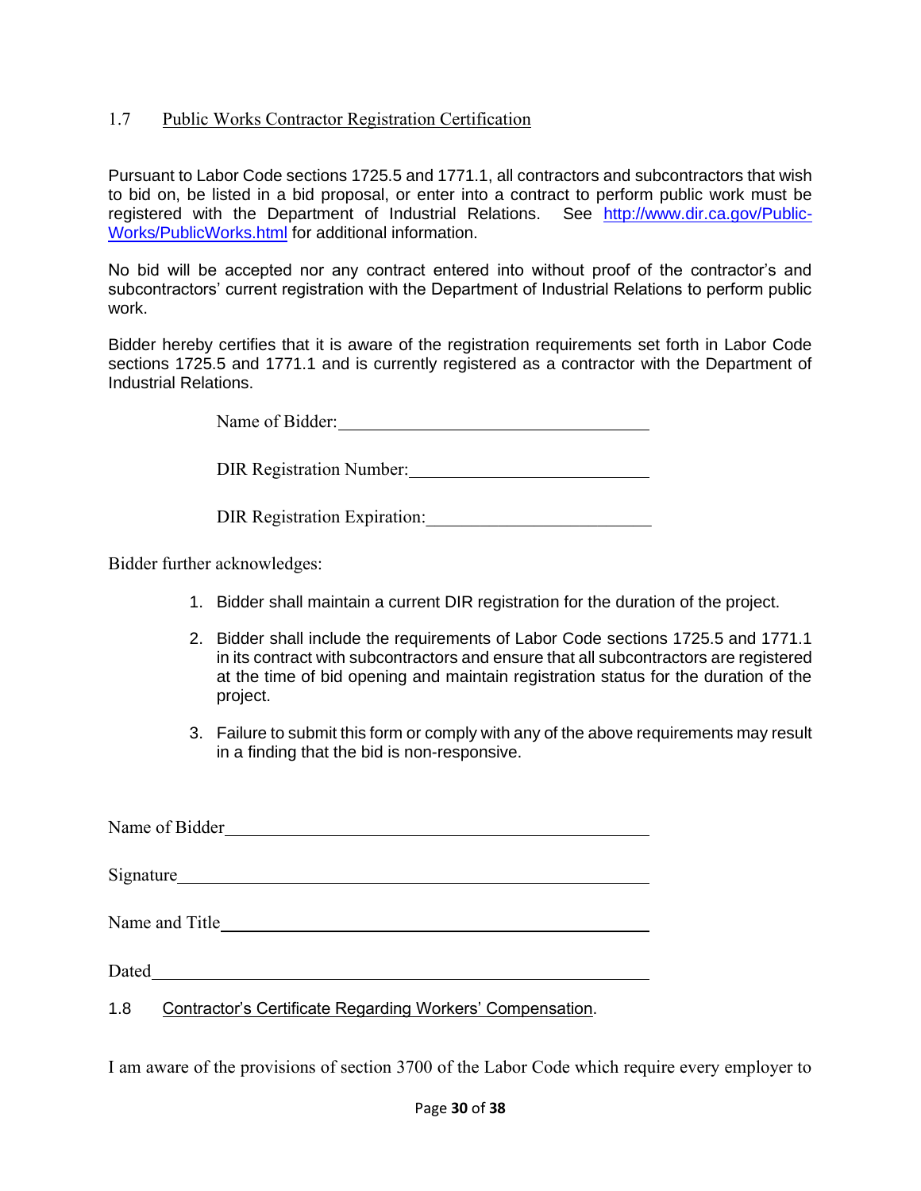## 1.7 Public Works Contractor Registration Certification

Pursuant to Labor Code sections 1725.5 and 1771.1, all contractors and subcontractors that wish to bid on, be listed in a bid proposal, or enter into a contract to perform public work must be registered with the Department of Industrial Relations. See [http://www.dir.ca.gov/Public-Works/PublicWorks.html](http://www.dir.ca.gov/Public-Works/PublicWorks.html) for additional information.

No bid will be accepted nor any contract entered into without proof of the contractor's and subcontractors' current registration with the Department of Industrial Relations to perform public work.

Bidder hereby certifies that it is aware of the registration requirements set forth in Labor Code sections 1725.5 and 1771.1 and is currently registered as a contractor with the Department of Industrial Relations.

Name of Bidder: ______________________________

DIR Registration Number: ______________________________

DIR Registration Expiration: ______________________________

Bidder further acknowledges:

1. Bidder shall maintain a current DIR registration for the duration of the project.
2. Bidder shall include the requirements of Labor Code sections 1725.5 and 1771.1 in its contract with subcontractors and ensure that all subcontractors are registered at the time of bid opening and maintain registration status for the duration of the project.
3. Failure to submit this form or comply with any of the above requirements may result in a finding that the bid is non-responsive.

Name of Bidder ______________________________

Signature ______________________________

Name and Title ______________________________

Dated ______________________________

## 1.8 Contractor's Certificate Regarding Workers' Compensation.

I am aware of the provisions of section 3700 of the Labor Code which require every employer to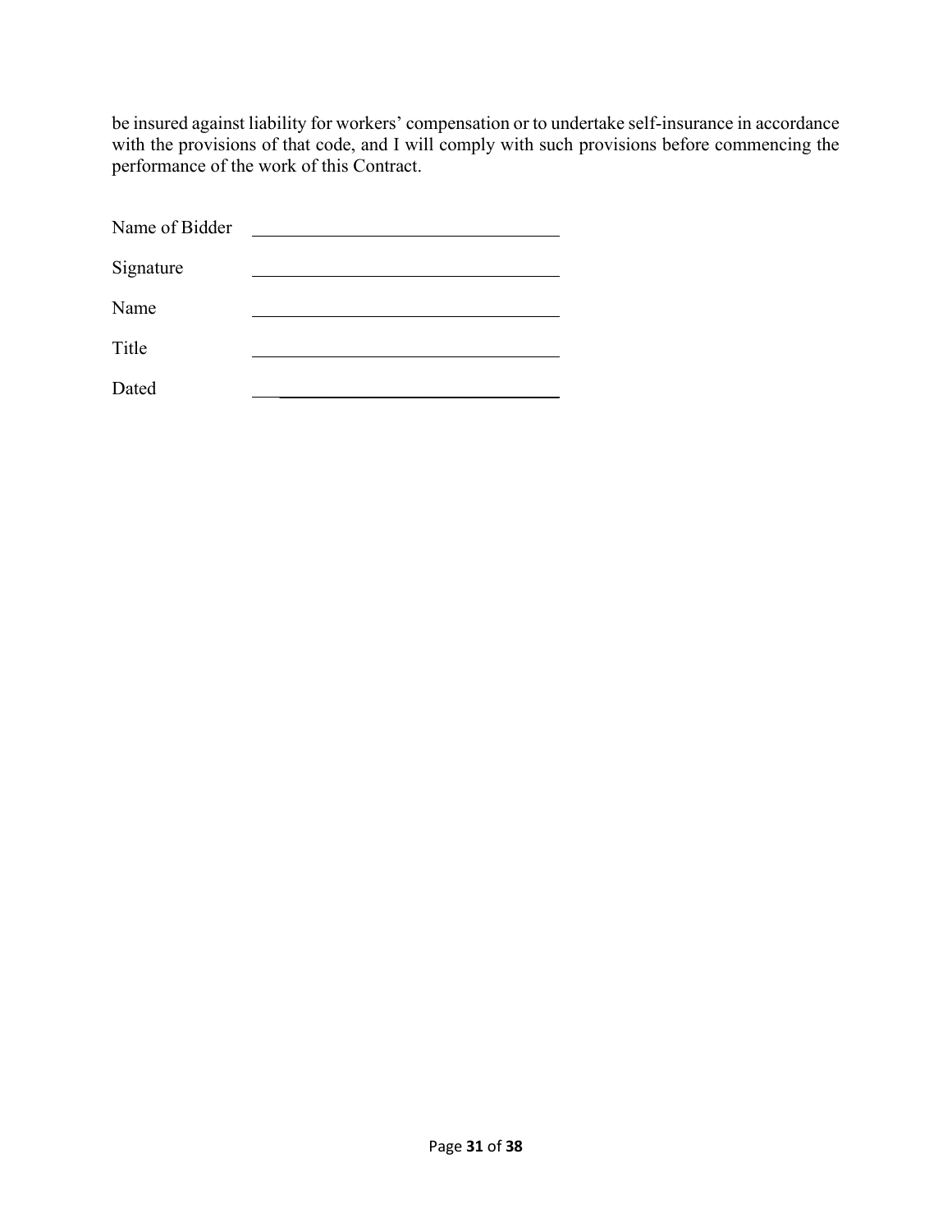be insured against liability for workers' compensation or to undertake self-insurance in accordance with the provisions of that code, and I will comply with such provisions before commencing the performance of the work of this Contract.

Name of Bidder \_\_\_\_\_\_\_\_\_\_\_\_\_\_\_\_\_\_\_\_\_\_\_\_\_\_\_\_\_\_\_\_

Signature \_\_\_\_\_\_\_\_\_\_\_\_\_\_\_\_\_\_\_\_\_\_\_\_\_\_\_\_\_\_\_\_

Name \_\_\_\_\_\_\_\_\_\_\_\_\_\_\_\_\_\_\_\_\_\_\_\_\_\_\_\_\_\_\_\_

Title \_\_\_\_\_\_\_\_\_\_\_\_\_\_\_\_\_\_\_\_\_\_\_\_\_\_\_\_\_\_\_\_

Dated \_\_\_\_\_\_\_\_\_\_\_\_\_\_\_\_\_\_\_\_\_\_\_\_\_\_\_\_\_\_\_\_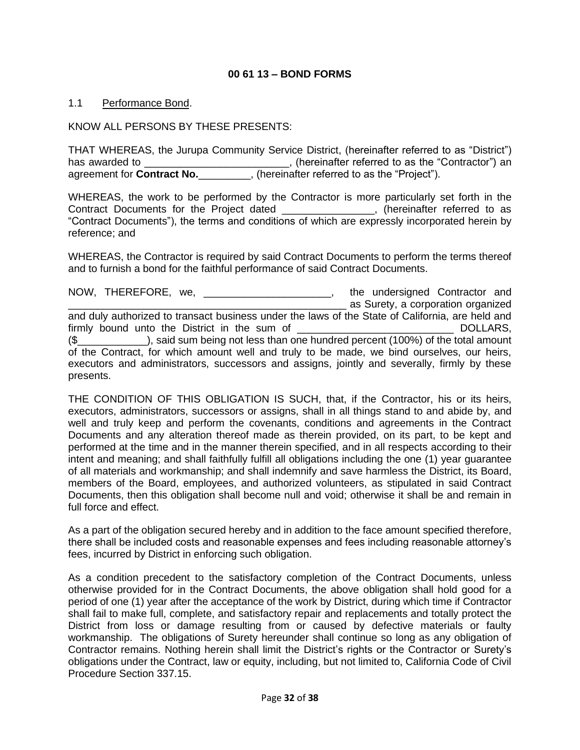## 00 61 13 – BOND FORMS

1.1 Performance Bond.

KNOW ALL PERSONS BY THESE PRESENTS:

THAT WHEREAS, the Jurupa Community Service District, (hereinafter referred to as "District") has awarded to _________________________, (hereinafter referred to as the "Contractor") an agreement for **Contract No.**_________, (hereinafter referred to as the "Project").

WHEREAS, the work to be performed by the Contractor is more particularly set forth in the Contract Documents for the Project dated ________________, (hereinafter referred to as "Contract Documents"), the terms and conditions of which are expressly incorporated herein by reference; and

WHEREAS, the Contractor is required by said Contract Documents to perform the terms thereof and to furnish a bond for the faithful performance of said Contract Documents.

NOW, THEREFORE, we, ______________________, the undersigned Contractor and __________________________________________________ as Surety, a corporation organized and duly authorized to transact business under the laws of the State of California, are held and firmly bound unto the District in the sum of ___________________________ DOLLARS, ($____________), said sum being not less than one hundred percent (100%) of the total amount of the Contract, for which amount well and truly to be made, we bind ourselves, our heirs, executors and administrators, successors and assigns, jointly and severally, firmly by these presents.

THE CONDITION OF THIS OBLIGATION IS SUCH, that, if the Contractor, his or its heirs, executors, administrators, successors or assigns, shall in all things stand to and abide by, and well and truly keep and perform the covenants, conditions and agreements in the Contract Documents and any alteration thereof made as therein provided, on its part, to be kept and performed at the time and in the manner therein specified, and in all respects according to their intent and meaning; and shall faithfully fulfill all obligations including the one (1) year guarantee of all materials and workmanship; and shall indemnify and save harmless the District, its Board, members of the Board, employees, and authorized volunteers, as stipulated in said Contract Documents, then this obligation shall become null and void; otherwise it shall be and remain in full force and effect.

As a part of the obligation secured hereby and in addition to the face amount specified therefore, there shall be included costs and reasonable expenses and fees including reasonable attorney's fees, incurred by District in enforcing such obligation.

As a condition precedent to the satisfactory completion of the Contract Documents, unless otherwise provided for in the Contract Documents, the above obligation shall hold good for a period of one (1) year after the acceptance of the work by District, during which time if Contractor shall fail to make full, complete, and satisfactory repair and replacements and totally protect the District from loss or damage resulting from or caused by defective materials or faulty workmanship. The obligations of Surety hereunder shall continue so long as any obligation of Contractor remains. Nothing herein shall limit the District's rights or the Contractor or Surety's obligations under the Contract, law or equity, including, but not limited to, California Code of Civil Procedure Section 337.15.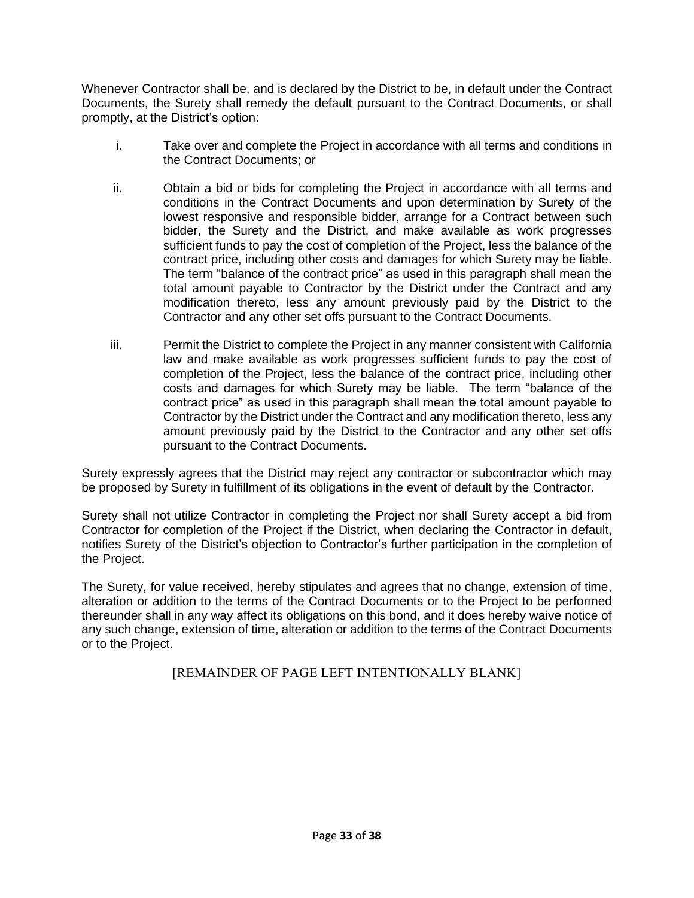Whenever Contractor shall be, and is declared by the District to be, in default under the Contract Documents, the Surety shall remedy the default pursuant to the Contract Documents, or shall promptly, at the District's option:

i. Take over and complete the Project in accordance with all terms and conditions in the Contract Documents; or

ii. Obtain a bid or bids for completing the Project in accordance with all terms and conditions in the Contract Documents and upon determination by Surety of the lowest responsive and responsible bidder, arrange for a Contract between such bidder, the Surety and the District, and make available as work progresses sufficient funds to pay the cost of completion of the Project, less the balance of the contract price, including other costs and damages for which Surety may be liable. The term "balance of the contract price" as used in this paragraph shall mean the total amount payable to Contractor by the District under the Contract and any modification thereto, less any amount previously paid by the District to the Contractor and any other set offs pursuant to the Contract Documents.

iii. Permit the District to complete the Project in any manner consistent with California law and make available as work progresses sufficient funds to pay the cost of completion of the Project, less the balance of the contract price, including other costs and damages for which Surety may be liable. The term "balance of the contract price" as used in this paragraph shall mean the total amount payable to Contractor by the District under the Contract and any modification thereto, less any amount previously paid by the District to the Contractor and any other set offs pursuant to the Contract Documents.

Surety expressly agrees that the District may reject any contractor or subcontractor which may be proposed by Surety in fulfillment of its obligations in the event of default by the Contractor.

Surety shall not utilize Contractor in completing the Project nor shall Surety accept a bid from Contractor for completion of the Project if the District, when declaring the Contractor in default, notifies Surety of the District's objection to Contractor's further participation in the completion of the Project.

The Surety, for value received, hereby stipulates and agrees that no change, extension of time, alteration or addition to the terms of the Contract Documents or to the Project to be performed thereunder shall in any way affect its obligations on this bond, and it does hereby waive notice of any such change, extension of time, alteration or addition to the terms of the Contract Documents or to the Project.

[REMAINDER OF PAGE LEFT INTENTIONALLY BLANK]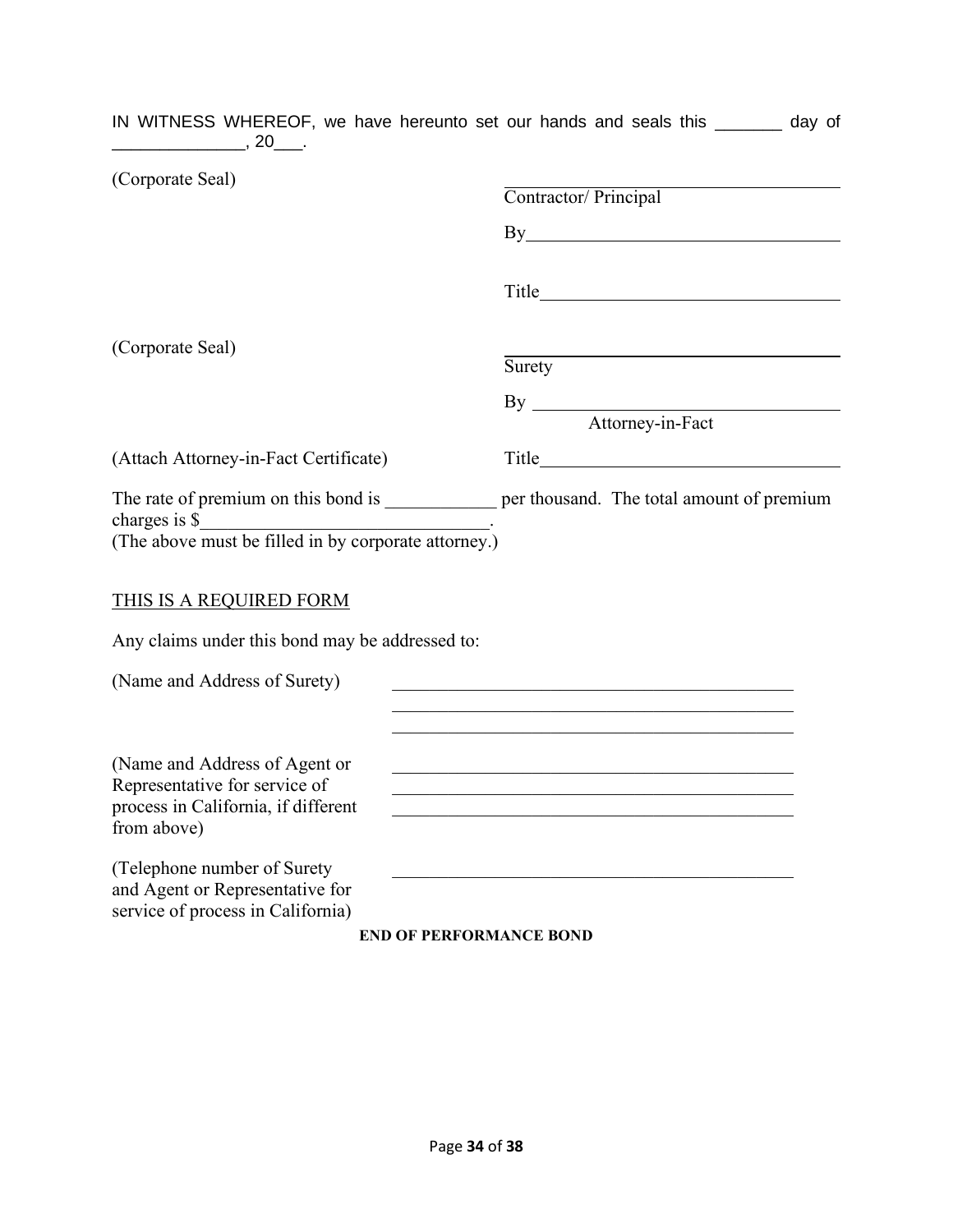IN WITNESS WHEREOF, we have hereunto set our hands and seals this _______ day of ______________, 20___.

(Corporate Seal)

______________________________
Contractor/ Principal

By______________________________

Title______________________________

(Corporate Seal)

______________________________
Surety

By ______________________________
Attorney-in-Fact

(Attach Attorney-in-Fact Certificate)

Title______________________________

The rate of premium on this bond is ____________ per thousand. The total amount of premium charges is $______________________________.
(The above must be filled in by corporate attorney.)

<u>THIS IS A REQUIRED FORM</u>

Any claims under this bond may be addressed to:

(Name and Address of Surety) ______________________________________________
______________________________________________
______________________________________________

(Name and Address of Agent or Representative for service of process in California, if different from above) ______________________________________________
______________________________________________
______________________________________________

(Telephone number of Surety and Agent or Representative for service of process in California) ______________________________________________

**END OF PERFORMANCE BOND**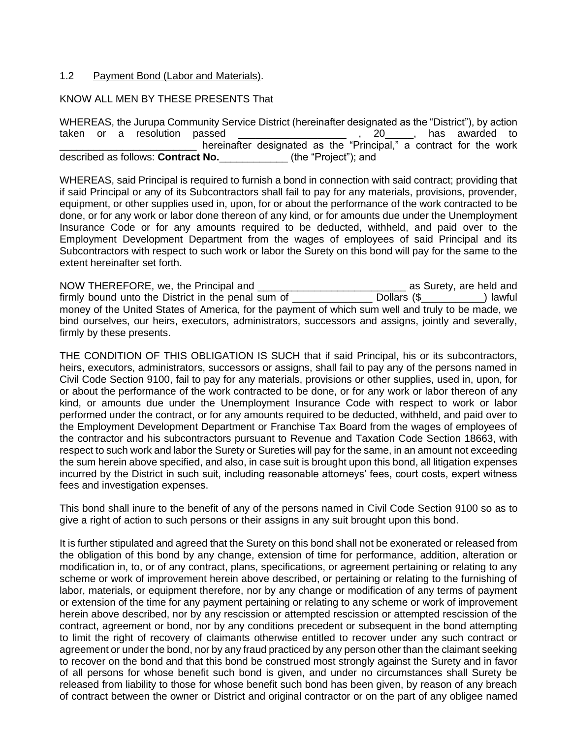1.2 Payment Bond (Labor and Materials).

KNOW ALL MEN BY THESE PRESENTS That

WHEREAS, the Jurupa Community Service District (hereinafter designated as the "District"), by action taken or a resolution passed ___________________ , 20_____, has awarded to ________________________ hereinafter designated as the "Principal," a contract for the work described as follows: **Contract No.**____________ (the "Project"); and

WHEREAS, said Principal is required to furnish a bond in connection with said contract; providing that if said Principal or any of its Subcontractors shall fail to pay for any materials, provisions, provender, equipment, or other supplies used in, upon, for or about the performance of the work contracted to be done, or for any work or labor done thereon of any kind, or for amounts due under the Unemployment Insurance Code or for any amounts required to be deducted, withheld, and paid over to the Employment Development Department from the wages of employees of said Principal and its Subcontractors with respect to such work or labor the Surety on this bond will pay for the same to the extent hereinafter set forth.

NOW THEREFORE, we, the Principal and __________________________ as Surety, are held and firmly bound unto the District in the penal sum of ______________ Dollars ($___________) lawful money of the United States of America, for the payment of which sum well and truly to be made, we bind ourselves, our heirs, executors, administrators, successors and assigns, jointly and severally, firmly by these presents.

THE CONDITION OF THIS OBLIGATION IS SUCH that if said Principal, his or its subcontractors, heirs, executors, administrators, successors or assigns, shall fail to pay any of the persons named in Civil Code Section 9100, fail to pay for any materials, provisions or other supplies, used in, upon, for or about the performance of the work contracted to be done, or for any work or labor thereon of any kind, or amounts due under the Unemployment Insurance Code with respect to work or labor performed under the contract, or for any amounts required to be deducted, withheld, and paid over to the Employment Development Department or Franchise Tax Board from the wages of employees of the contractor and his subcontractors pursuant to Revenue and Taxation Code Section 18663, with respect to such work and labor the Surety or Sureties will pay for the same, in an amount not exceeding the sum herein above specified, and also, in case suit is brought upon this bond, all litigation expenses incurred by the District in such suit, including reasonable attorneys' fees, court costs, expert witness fees and investigation expenses.

This bond shall inure to the benefit of any of the persons named in Civil Code Section 9100 so as to give a right of action to such persons or their assigns in any suit brought upon this bond.

It is further stipulated and agreed that the Surety on this bond shall not be exonerated or released from the obligation of this bond by any change, extension of time for performance, addition, alteration or modification in, to, or of any contract, plans, specifications, or agreement pertaining or relating to any scheme or work of improvement herein above described, or pertaining or relating to the furnishing of labor, materials, or equipment therefore, nor by any change or modification of any terms of payment or extension of the time for any payment pertaining or relating to any scheme or work of improvement herein above described, nor by any rescission or attempted rescission or attempted rescission of the contract, agreement or bond, nor by any conditions precedent or subsequent in the bond attempting to limit the right of recovery of claimants otherwise entitled to recover under any such contract or agreement or under the bond, nor by any fraud practiced by any person other than the claimant seeking to recover on the bond and that this bond be construed most strongly against the Surety and in favor of all persons for whose benefit such bond is given, and under no circumstances shall Surety be released from liability to those for whose benefit such bond has been given, by reason of any breach of contract between the owner or District and original contractor or on the part of any obligee named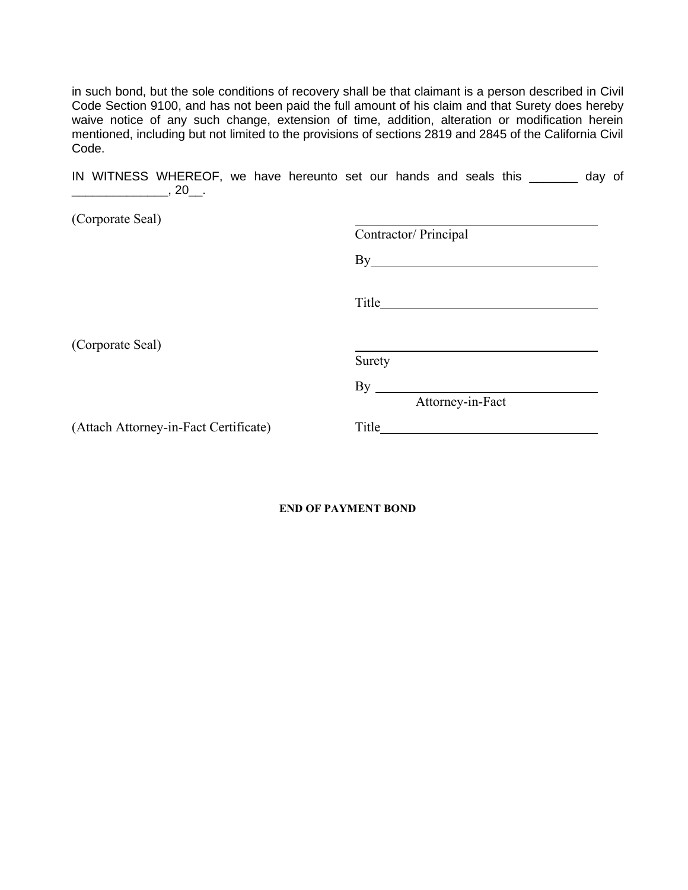in such bond, but the sole conditions of recovery shall be that claimant is a person described in Civil Code Section 9100, and has not been paid the full amount of his claim and that Surety does hereby waive notice of any such change, extension of time, addition, alteration or modification herein mentioned, including but not limited to the provisions of sections 2819 and 2845 of the California Civil Code.

IN WITNESS WHEREOF, we have hereunto set our hands and seals this _______ day of ______________, 20__.

(Corporate Seal)

_________________________________
Contractor/ Principal

By_______________________________

Title_____________________________

(Corporate Seal)

_________________________________
Surety

By _______________________________
Attorney-in-Fact

(Attach Attorney-in-Fact Certificate)

Title_____________________________

**END OF PAYMENT BOND**